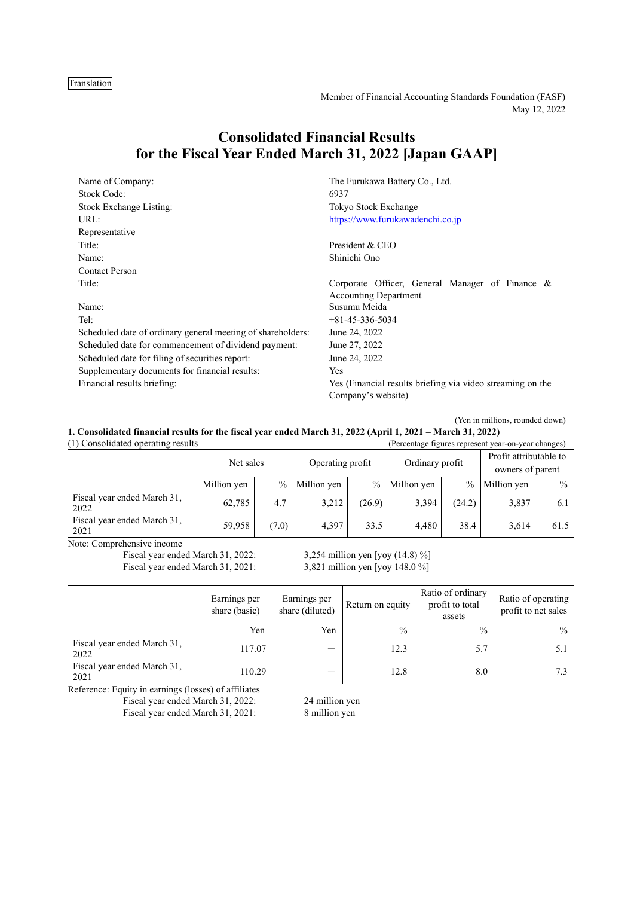Translation

Member of Financial Accounting Standards Foundation (FASF)
May 12, 2022

# Consolidated Financial Results for the Fiscal Year Ended March 31, 2022 [Japan GAAP]

| | |
|---|---|
| Name of Company: | The Furukawa Battery Co., Ltd. |
| Stock Code: | 6937 |
| Stock Exchange Listing: | Tokyo Stock Exchange |
| URL: | https://www.furukawadenchi.co.jp |
| Representative | |
| Title: | President & CEO |
| Name: | Shinichi Ono |
| Contact Person | |
| Title: | Corporate Officer, General Manager of Finance & Accounting Department |
| Name: | Susumu Meida |
| Tel: | +81-45-336-5034 |
| Scheduled date of ordinary general meeting of shareholders: | June 24, 2022 |
| Scheduled date for commencement of dividend payment: | June 27, 2022 |
| Scheduled date for filing of securities report: | June 24, 2022 |
| Supplementary documents for financial results: | Yes |
| Financial results briefing: | Yes (Financial results briefing via video streaming on the Company's website) |

(Yen in millions, rounded down)

### 1. Consolidated financial results for the fiscal year ended March 31, 2022 (April 1, 2021 – March 31, 2022)

(1) Consolidated operating results (Percentage figures represent year-on-year changes)

| | Net sales | | Operating profit | | Ordinary profit | | Profit attributable to owners of parent | |
|---|---|---|---|---|---|---|---|---|
| | Million yen | % | Million yen | % | Million yen | % | Million yen | % |
| Fiscal year ended March 31, 2022 | 62,785 | 4.7 | 3,212 | (26.9) | 3,394 | (24.2) | 3,837 | 6.1 |
| Fiscal year ended March 31, 2021 | 59,958 | (7.0) | 4,397 | 33.5 | 4,480 | 38.4 | 3,614 | 61.5 |

Note: Comprehensive income
Fiscal year ended March 31, 2022: 3,254 million yen [yoy (14.8) %]
Fiscal year ended March 31, 2021: 3,821 million yen [yoy 148.0 %]

| | Earnings per share (basic) | Earnings per share (diluted) | Return on equity | Ratio of ordinary profit to total assets | Ratio of operating profit to net sales |
|---|---|---|---|---|---|
| | Yen | Yen | % | % | % |
| Fiscal year ended March 31, 2022 | 117.07 | — | 12.3 | 5.7 | 5.1 |
| Fiscal year ended March 31, 2021 | 110.29 | — | 12.8 | 8.0 | 7.3 |

Reference: Equity in earnings (losses) of affiliates
Fiscal year ended March 31, 2022: 24 million yen
Fiscal year ended March 31, 2021: 8 million yen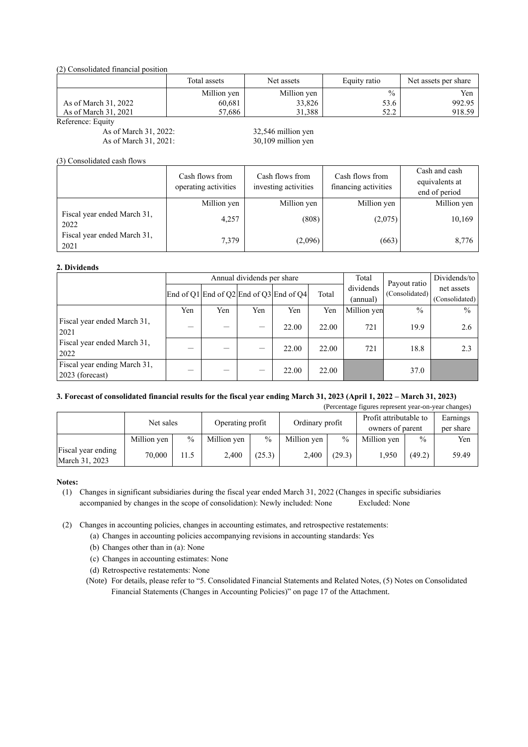(2) Consolidated financial position

| | Total assets | Net assets | Equity ratio | Net assets per share |
|---|---|---|---|---|
| | Million yen | Million yen | % | Yen |
| As of March 31, 2022 | 60,681 | 33,826 | 53.6 | 992.95 |
| As of March 31, 2021 | 57,686 | 31,388 | 52.2 | 918.59 |

Reference: Equity

As of March 31, 2022: 32,546 million yen

As of March 31, 2021: 30,109 million yen

(3) Consolidated cash flows

| | Cash flows from operating activities | Cash flows from investing activities | Cash flows from financing activities | Cash and cash equivalents at end of period |
|---|---|---|---|---|
| | Million yen | Million yen | Million yen | Million yen |
| Fiscal year ended March 31, 2022 | 4,257 | (808) | (2,075) | 10,169 |
| Fiscal year ended March 31, 2021 | 7,379 | (2,096) | (663) | 8,776 |

**2. Dividends**

| | Annual dividends per share | | | | | Total dividends (annual) | Payout ratio (Consolidated) | Dividends/to net assets (Consolidated) |
|---|---|---|---|---|---|---|---|---|
| | End of Q1 | End of Q2 | End of Q3 | End of Q4 | Total | | | |
| | Yen | Yen | Yen | Yen | Yen | Million yen | % | % |
| Fiscal year ended March 31, 2021 | – | – | – | 22.00 | 22.00 | 721 | 19.9 | 2.6 |
| Fiscal year ended March 31, 2022 | – | – | – | 22.00 | 22.00 | 721 | 18.8 | 2.3 |
| Fiscal year ending March 31, 2023 (forecast) | – | – | – | 22.00 | 22.00 | | 37.0 | |

**3. Forecast of consolidated financial results for the fiscal year ending March 31, 2023 (April 1, 2022 – March 31, 2023)**

(Percentage figures represent year-on-year changes)

| | Net sales | | Operating profit | | Ordinary profit | | Profit attributable to owners of parent | | Earnings per share |
|---|---|---|---|---|---|---|---|---|---|
| | Million yen | % | Million yen | % | Million yen | % | Million yen | % | Yen |
| Fiscal year ending March 31, 2023 | 70,000 | 11.5 | 2,400 | (25.3) | 2,400 | (29.3) | 1,950 | (49.2) | 59.49 |

**Notes:**

(1) Changes in significant subsidiaries during the fiscal year ended March 31, 2022 (Changes in specific subsidiaries accompanied by changes in the scope of consolidation): Newly included: None Excluded: None

(2) Changes in accounting policies, changes in accounting estimates, and retrospective restatements:

(a) Changes in accounting policies accompanying revisions in accounting standards: Yes

(b) Changes other than in (a): None

(c) Changes in accounting estimates: None

(d) Retrospective restatements: None

(Note) For details, please refer to "5. Consolidated Financial Statements and Related Notes, (5) Notes on Consolidated Financial Statements (Changes in Accounting Policies)" on page 17 of the Attachment.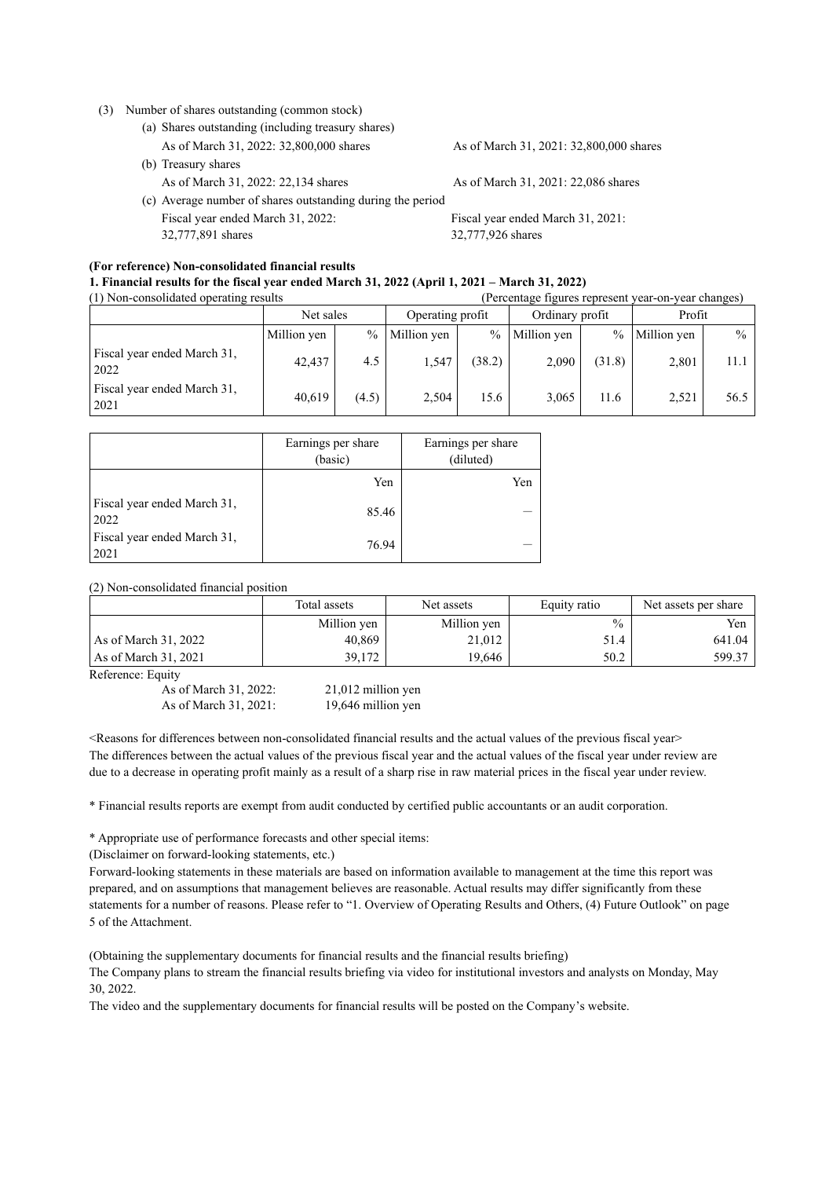(3) Number of shares outstanding (common stock)

(a) Shares outstanding (including treasury shares)

As of March 31, 2022: 32,800,000 shares — As of March 31, 2021: 32,800,000 shares

(b) Treasury shares

As of March 31, 2022: 22,134 shares — As of March 31, 2021: 22,086 shares

(c) Average number of shares outstanding during the period

Fiscal year ended March 31, 2022: 32,777,891 shares — Fiscal year ended March 31, 2021: 32,777,926 shares

**(For reference) Non-consolidated financial results**

**1. Financial results for the fiscal year ended March 31, 2022 (April 1, 2021 – March 31, 2022)**

(1) Non-consolidated operating results (Percentage figures represent year-on-year changes)

| | Net sales | | Operating profit | | Ordinary profit | | Profit | |
|---|---|---|---|---|---|---|---|---|
| | Million yen | % | Million yen | % | Million yen | % | Million yen | % |
| Fiscal year ended March 31, 2022 | 42,437 | 4.5 | 1,547 | (38.2) | 2,090 | (31.8) | 2,801 | 11.1 |
| Fiscal year ended March 31, 2021 | 40,619 | (4.5) | 2,504 | 15.6 | 3,065 | 11.6 | 2,521 | 56.5 |

| | Earnings per share (basic) | Earnings per share (diluted) |
|---|---|---|
| | Yen | Yen |
| Fiscal year ended March 31, 2022 | 85.46 | — |
| Fiscal year ended March 31, 2021 | 76.94 | — |

(2) Non-consolidated financial position

| | Total assets | Net assets | Equity ratio | Net assets per share |
|---|---|---|---|---|
| | Million yen | Million yen | % | Yen |
| As of March 31, 2022 | 40,869 | 21,012 | 51.4 | 641.04 |
| As of March 31, 2021 | 39,172 | 19,646 | 50.2 | 599.37 |

Reference: Equity

As of March 31, 2022: 21,012 million yen

As of March 31, 2021: 19,646 million yen

<Reasons for differences between non-consolidated financial results and the actual values of the previous fiscal year>

The differences between the actual values of the previous fiscal year and the actual values of the fiscal year under review are due to a decrease in operating profit mainly as a result of a sharp rise in raw material prices in the fiscal year under review.

* Financial results reports are exempt from audit conducted by certified public accountants or an audit corporation.

* Appropriate use of performance forecasts and other special items:

(Disclaimer on forward-looking statements, etc.)

Forward-looking statements in these materials are based on information available to management at the time this report was prepared, and on assumptions that management believes are reasonable. Actual results may differ significantly from these statements for a number of reasons. Please refer to "1. Overview of Operating Results and Others, (4) Future Outlook" on page 5 of the Attachment.

(Obtaining the supplementary documents for financial results and the financial results briefing)

The Company plans to stream the financial results briefing via video for institutional investors and analysts on Monday, May 30, 2022.

The video and the supplementary documents for financial results will be posted on the Company's website.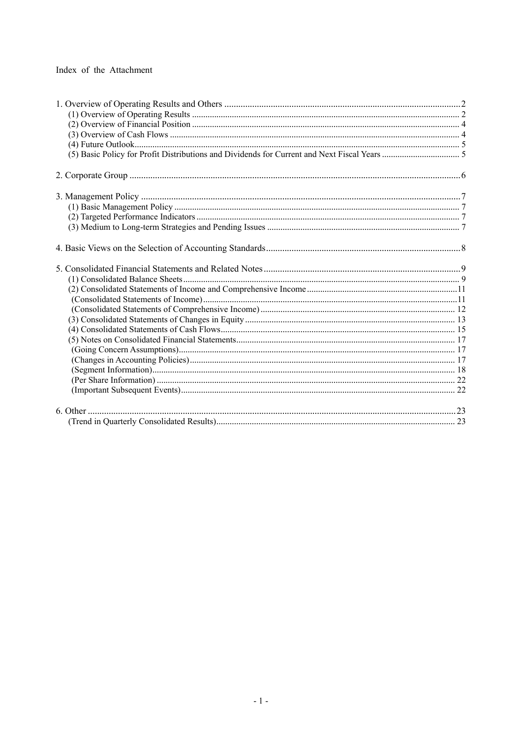Index of the Attachment

| | |
|---|---|
| 1. Overview of Operating Results and Others | 2 |
| (1) Overview of Operating Results | 2 |
| (2) Overview of Financial Position | 4 |
| (3) Overview of Cash Flows | 4 |
| (4) Future Outlook | 5 |
| (5) Basic Policy for Profit Distributions and Dividends for Current and Next Fiscal Years | 5 |
| 2. Corporate Group | 6 |
| 3. Management Policy | 7 |
| (1) Basic Management Policy | 7 |
| (2) Targeted Performance Indicators | 7 |
| (3) Medium to Long-term Strategies and Pending Issues | 7 |
| 4. Basic Views on the Selection of Accounting Standards | 8 |
| 5. Consolidated Financial Statements and Related Notes | 9 |
| (1) Consolidated Balance Sheets | 9 |
| (2) Consolidated Statements of Income and Comprehensive Income | 11 |
| (Consolidated Statements of Income) | 11 |
| (Consolidated Statements of Comprehensive Income) | 12 |
| (3) Consolidated Statements of Changes in Equity | 13 |
| (4) Consolidated Statements of Cash Flows | 15 |
| (5) Notes on Consolidated Financial Statements | 17 |
| (Going Concern Assumptions) | 17 |
| (Changes in Accounting Policies) | 17 |
| (Segment Information) | 18 |
| (Per Share Information) | 22 |
| (Important Subsequent Events) | 22 |
| 6. Other | 23 |
| (Trend in Quarterly Consolidated Results) | 23 |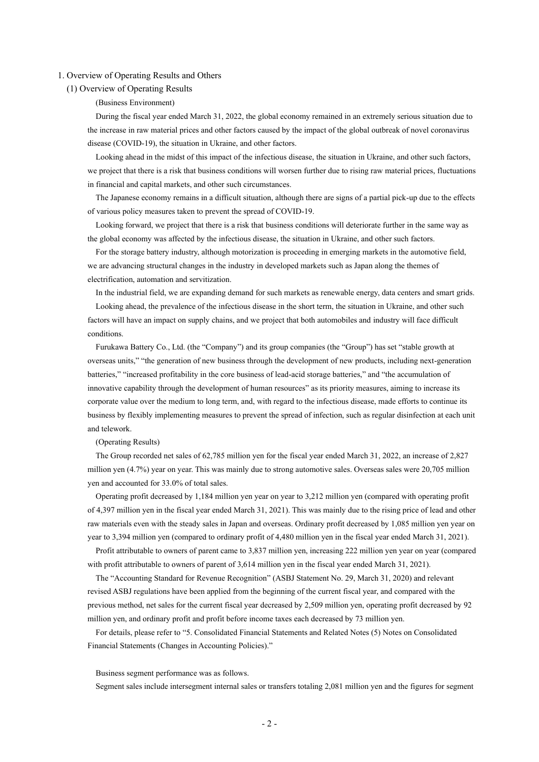# 1. Overview of Operating Results and Others

## (1) Overview of Operating Results

(Business Environment)

During the fiscal year ended March 31, 2022, the global economy remained in an extremely serious situation due to the increase in raw material prices and other factors caused by the impact of the global outbreak of novel coronavirus disease (COVID-19), the situation in Ukraine, and other factors.

Looking ahead in the midst of this impact of the infectious disease, the situation in Ukraine, and other such factors, we project that there is a risk that business conditions will worsen further due to rising raw material prices, fluctuations in financial and capital markets, and other such circumstances.

The Japanese economy remains in a difficult situation, although there are signs of a partial pick-up due to the effects of various policy measures taken to prevent the spread of COVID-19.

Looking forward, we project that there is a risk that business conditions will deteriorate further in the same way as the global economy was affected by the infectious disease, the situation in Ukraine, and other such factors.

For the storage battery industry, although motorization is proceeding in emerging markets in the automotive field, we are advancing structural changes in the industry in developed markets such as Japan along the themes of electrification, automation and servitization.

In the industrial field, we are expanding demand for such markets as renewable energy, data centers and smart grids.

Looking ahead, the prevalence of the infectious disease in the short term, the situation in Ukraine, and other such factors will have an impact on supply chains, and we project that both automobiles and industry will face difficult conditions.

Furukawa Battery Co., Ltd. (the "Company") and its group companies (the "Group") has set "stable growth at overseas units," "the generation of new business through the development of new products, including next-generation batteries," "increased profitability in the core business of lead-acid storage batteries," and "the accumulation of innovative capability through the development of human resources" as its priority measures, aiming to increase its corporate value over the medium to long term, and, with regard to the infectious disease, made efforts to continue its business by flexibly implementing measures to prevent the spread of infection, such as regular disinfection at each unit and telework.

(Operating Results)

The Group recorded net sales of 62,785 million yen for the fiscal year ended March 31, 2022, an increase of 2,827 million yen (4.7%) year on year. This was mainly due to strong automotive sales. Overseas sales were 20,705 million yen and accounted for 33.0% of total sales.

Operating profit decreased by 1,184 million yen year on year to 3,212 million yen (compared with operating profit of 4,397 million yen in the fiscal year ended March 31, 2021). This was mainly due to the rising price of lead and other raw materials even with the steady sales in Japan and overseas. Ordinary profit decreased by 1,085 million yen year on year to 3,394 million yen (compared to ordinary profit of 4,480 million yen in the fiscal year ended March 31, 2021).

Profit attributable to owners of parent came to 3,837 million yen, increasing 222 million yen year on year (compared with profit attributable to owners of parent of 3,614 million yen in the fiscal year ended March 31, 2021).

The "Accounting Standard for Revenue Recognition" (ASBJ Statement No. 29, March 31, 2020) and relevant revised ASBJ regulations have been applied from the beginning of the current fiscal year, and compared with the previous method, net sales for the current fiscal year decreased by 2,509 million yen, operating profit decreased by 92 million yen, and ordinary profit and profit before income taxes each decreased by 73 million yen.

For details, please refer to "5. Consolidated Financial Statements and Related Notes (5) Notes on Consolidated Financial Statements (Changes in Accounting Policies)."

Business segment performance was as follows.

Segment sales include intersegment internal sales or transfers totaling 2,081 million yen and the figures for segment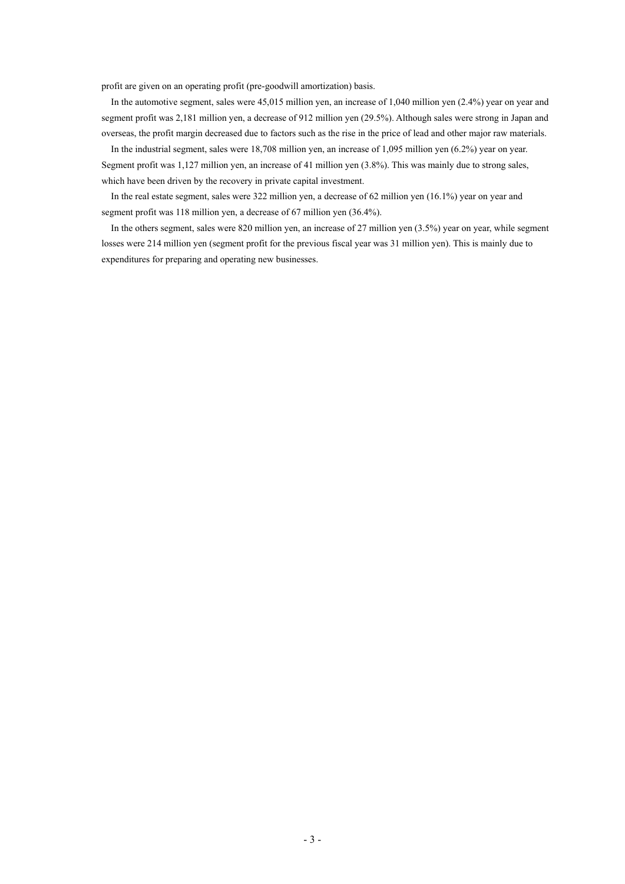profit are given on an operating profit (pre-goodwill amortization) basis.

In the automotive segment, sales were 45,015 million yen, an increase of 1,040 million yen (2.4%) year on year and segment profit was 2,181 million yen, a decrease of 912 million yen (29.5%). Although sales were strong in Japan and overseas, the profit margin decreased due to factors such as the rise in the price of lead and other major raw materials.

In the industrial segment, sales were 18,708 million yen, an increase of 1,095 million yen (6.2%) year on year. Segment profit was 1,127 million yen, an increase of 41 million yen (3.8%). This was mainly due to strong sales, which have been driven by the recovery in private capital investment.

In the real estate segment, sales were 322 million yen, a decrease of 62 million yen (16.1%) year on year and segment profit was 118 million yen, a decrease of 67 million yen (36.4%).

In the others segment, sales were 820 million yen, an increase of 27 million yen (3.5%) year on year, while segment losses were 214 million yen (segment profit for the previous fiscal year was 31 million yen). This is mainly due to expenditures for preparing and operating new businesses.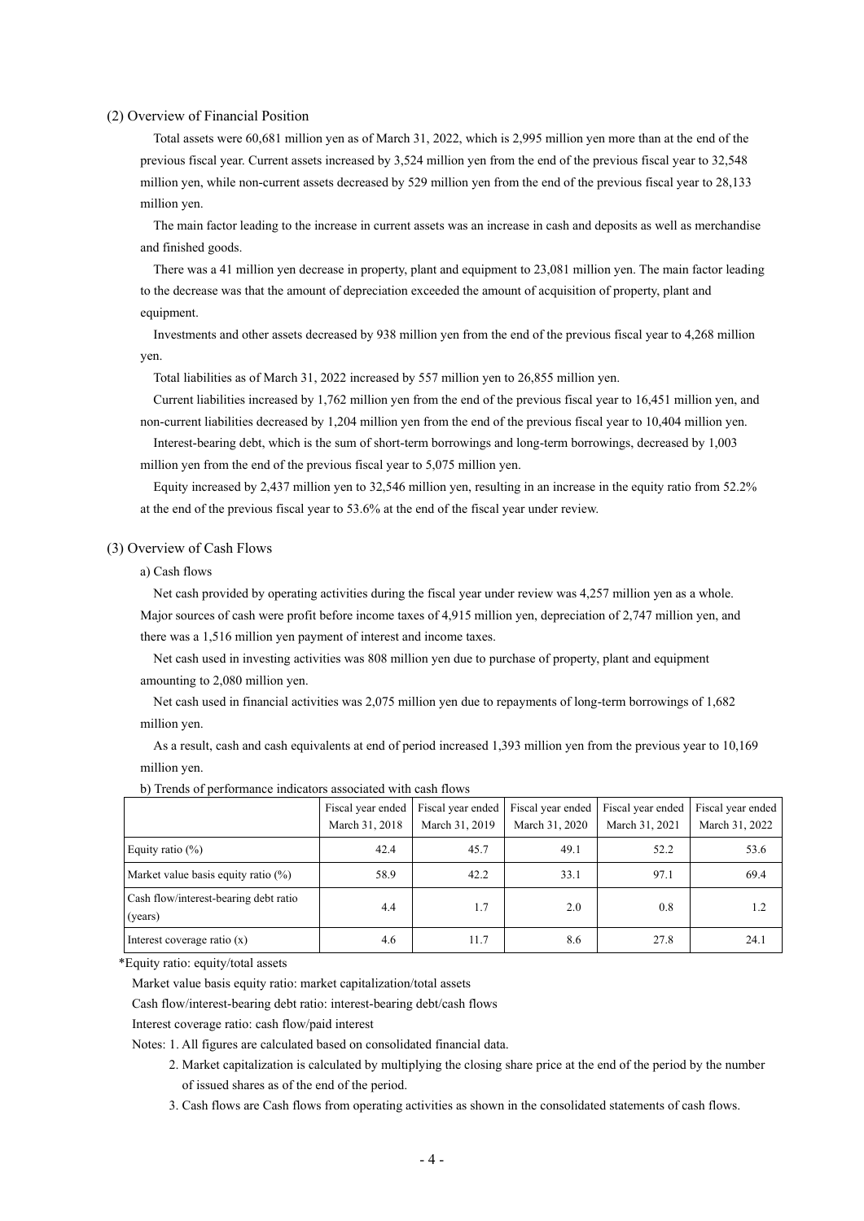## (2) Overview of Financial Position

Total assets were 60,681 million yen as of March 31, 2022, which is 2,995 million yen more than at the end of the previous fiscal year. Current assets increased by 3,524 million yen from the end of the previous fiscal year to 32,548 million yen, while non-current assets decreased by 529 million yen from the end of the previous fiscal year to 28,133 million yen.

The main factor leading to the increase in current assets was an increase in cash and deposits as well as merchandise and finished goods.

There was a 41 million yen decrease in property, plant and equipment to 23,081 million yen. The main factor leading to the decrease was that the amount of depreciation exceeded the amount of acquisition of property, plant and equipment.

Investments and other assets decreased by 938 million yen from the end of the previous fiscal year to 4,268 million yen.

Total liabilities as of March 31, 2022 increased by 557 million yen to 26,855 million yen.

Current liabilities increased by 1,762 million yen from the end of the previous fiscal year to 16,451 million yen, and non-current liabilities decreased by 1,204 million yen from the end of the previous fiscal year to 10,404 million yen.

Interest-bearing debt, which is the sum of short-term borrowings and long-term borrowings, decreased by 1,003 million yen from the end of the previous fiscal year to 5,075 million yen.

Equity increased by 2,437 million yen to 32,546 million yen, resulting in an increase in the equity ratio from 52.2% at the end of the previous fiscal year to 53.6% at the end of the fiscal year under review.

## (3) Overview of Cash Flows

a) Cash flows

Net cash provided by operating activities during the fiscal year under review was 4,257 million yen as a whole. Major sources of cash were profit before income taxes of 4,915 million yen, depreciation of 2,747 million yen, and there was a 1,516 million yen payment of interest and income taxes.

Net cash used in investing activities was 808 million yen due to purchase of property, plant and equipment amounting to 2,080 million yen.

Net cash used in financial activities was 2,075 million yen due to repayments of long-term borrowings of 1,682 million yen.

As a result, cash and cash equivalents at end of period increased 1,393 million yen from the previous year to 10,169 million yen.

b) Trends of performance indicators associated with cash flows

| | Fiscal year ended March 31, 2018 | Fiscal year ended March 31, 2019 | Fiscal year ended March 31, 2020 | Fiscal year ended March 31, 2021 | Fiscal year ended March 31, 2022 |
|---|---|---|---|---|---|
| Equity ratio (%) | 42.4 | 45.7 | 49.1 | 52.2 | 53.6 |
| Market value basis equity ratio (%) | 58.9 | 42.2 | 33.1 | 97.1 | 69.4 |
| Cash flow/interest-bearing debt ratio (years) | 4.4 | 1.7 | 2.0 | 0.8 | 1.2 |
| Interest coverage ratio (x) | 4.6 | 11.7 | 8.6 | 27.8 | 24.1 |

*Equity ratio: equity/total assets

Market value basis equity ratio: market capitalization/total assets

Cash flow/interest-bearing debt ratio: interest-bearing debt/cash flows

Interest coverage ratio: cash flow/paid interest

Notes: 1. All figures are calculated based on consolidated financial data.

2. Market capitalization is calculated by multiplying the closing share price at the end of the period by the number of issued shares as of the end of the period.

3. Cash flows are Cash flows from operating activities as shown in the consolidated statements of cash flows.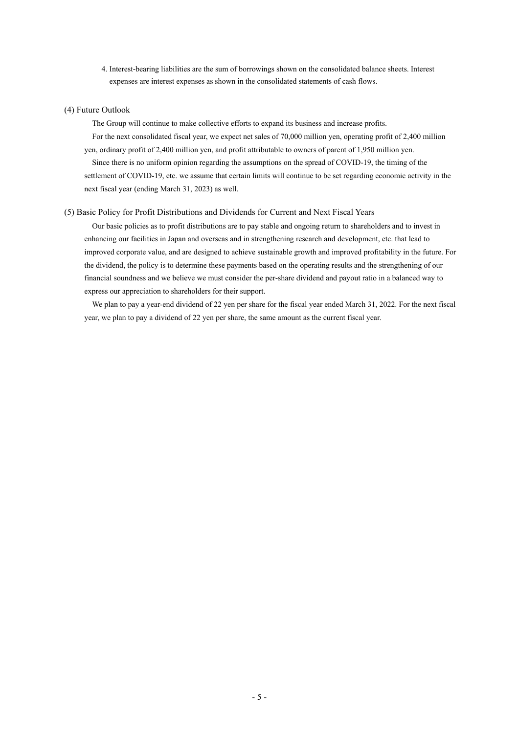4. Interest-bearing liabilities are the sum of borrowings shown on the consolidated balance sheets. Interest expenses are interest expenses as shown in the consolidated statements of cash flows.

### (4) Future Outlook

The Group will continue to make collective efforts to expand its business and increase profits.

For the next consolidated fiscal year, we expect net sales of 70,000 million yen, operating profit of 2,400 million yen, ordinary profit of 2,400 million yen, and profit attributable to owners of parent of 1,950 million yen.

Since there is no uniform opinion regarding the assumptions on the spread of COVID-19, the timing of the settlement of COVID-19, etc. we assume that certain limits will continue to be set regarding economic activity in the next fiscal year (ending March 31, 2023) as well.

### (5) Basic Policy for Profit Distributions and Dividends for Current and Next Fiscal Years

Our basic policies as to profit distributions are to pay stable and ongoing return to shareholders and to invest in enhancing our facilities in Japan and overseas and in strengthening research and development, etc. that lead to improved corporate value, and are designed to achieve sustainable growth and improved profitability in the future. For the dividend, the policy is to determine these payments based on the operating results and the strengthening of our financial soundness and we believe we must consider the per-share dividend and payout ratio in a balanced way to express our appreciation to shareholders for their support.

We plan to pay a year-end dividend of 22 yen per share for the fiscal year ended March 31, 2022. For the next fiscal year, we plan to pay a dividend of 22 yen per share, the same amount as the current fiscal year.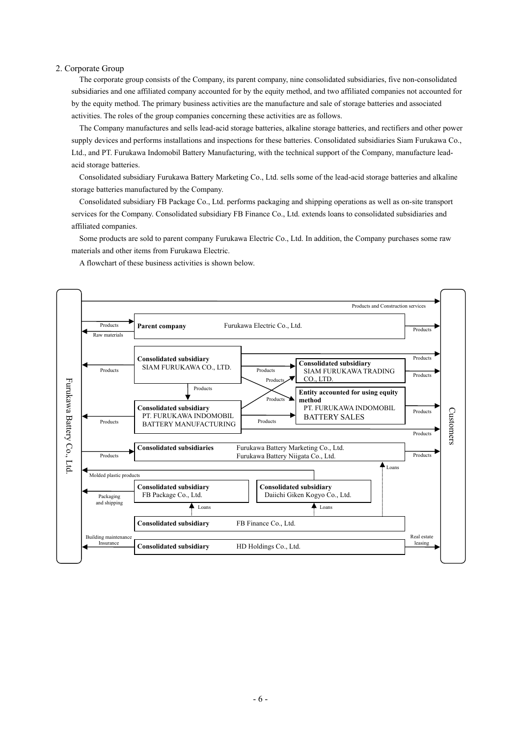2. Corporate Group

The corporate group consists of the Company, its parent company, nine consolidated subsidiaries, five non-consolidated subsidiaries and one affiliated company accounted for by the equity method, and two affiliated companies not accounted for by the equity method. The primary business activities are the manufacture and sale of storage batteries and associated activities. The roles of the group companies concerning these activities are as follows.

The Company manufactures and sells lead-acid storage batteries, alkaline storage batteries, and rectifiers and other power supply devices and performs installations and inspections for these batteries. Consolidated subsidiaries Siam Furukawa Co., Ltd., and PT. Furukawa Indomobil Battery Manufacturing, with the technical support of the Company, manufacture lead-acid storage batteries.

Consolidated subsidiary Furukawa Battery Marketing Co., Ltd. sells some of the lead-acid storage batteries and alkaline storage batteries manufactured by the Company.

Consolidated subsidiary FB Package Co., Ltd. performs packaging and shipping operations as well as on-site transport services for the Company. Consolidated subsidiary FB Finance Co., Ltd. extends loans to consolidated subsidiaries and affiliated companies.

Some products are sold to parent company Furukawa Electric Co., Ltd. In addition, the Company purchases some raw materials and other items from Furukawa Electric.

A flowchart of these business activities is shown below.

Furukawa Battery Co., Ltd.

Products and Construction services

Products / Raw materials — **Parent company** Furukawa Electric Co., Ltd. — Products

Products — **Consolidated subsidiary** SIAM FURUKAWA CO., LTD. — Products

**Consolidated subsidiary** SIAM FURUKAWA TRADING CO., LTD. — Products

Products — **Entity accounted for using equity method** PT. FURUKAWA INDOMOBIL BATTERY SALES — Products

Products — **Consolidated subsidiary** PT. FURUKAWA INDOMOBIL BATTERY MANUFACTURING — Products

Products — **Consolidated subsidiaries** Furukawa Battery Marketing Co., Ltd. / Furukawa Battery Niigata Co., Ltd. — Products

Loans

Molded plastic products

Packaging and shipping — **Consolidated subsidiary** FB Package Co., Ltd.

**Consolidated subsidiary** Daiichi Giken Kogyo Co., Ltd.

Loans

**Consolidated subsidiary** FB Finance Co., Ltd.

Building maintenance / Insurance — **Consolidated subsidiary** HD Holdings Co., Ltd. — Real estate leasing

Customers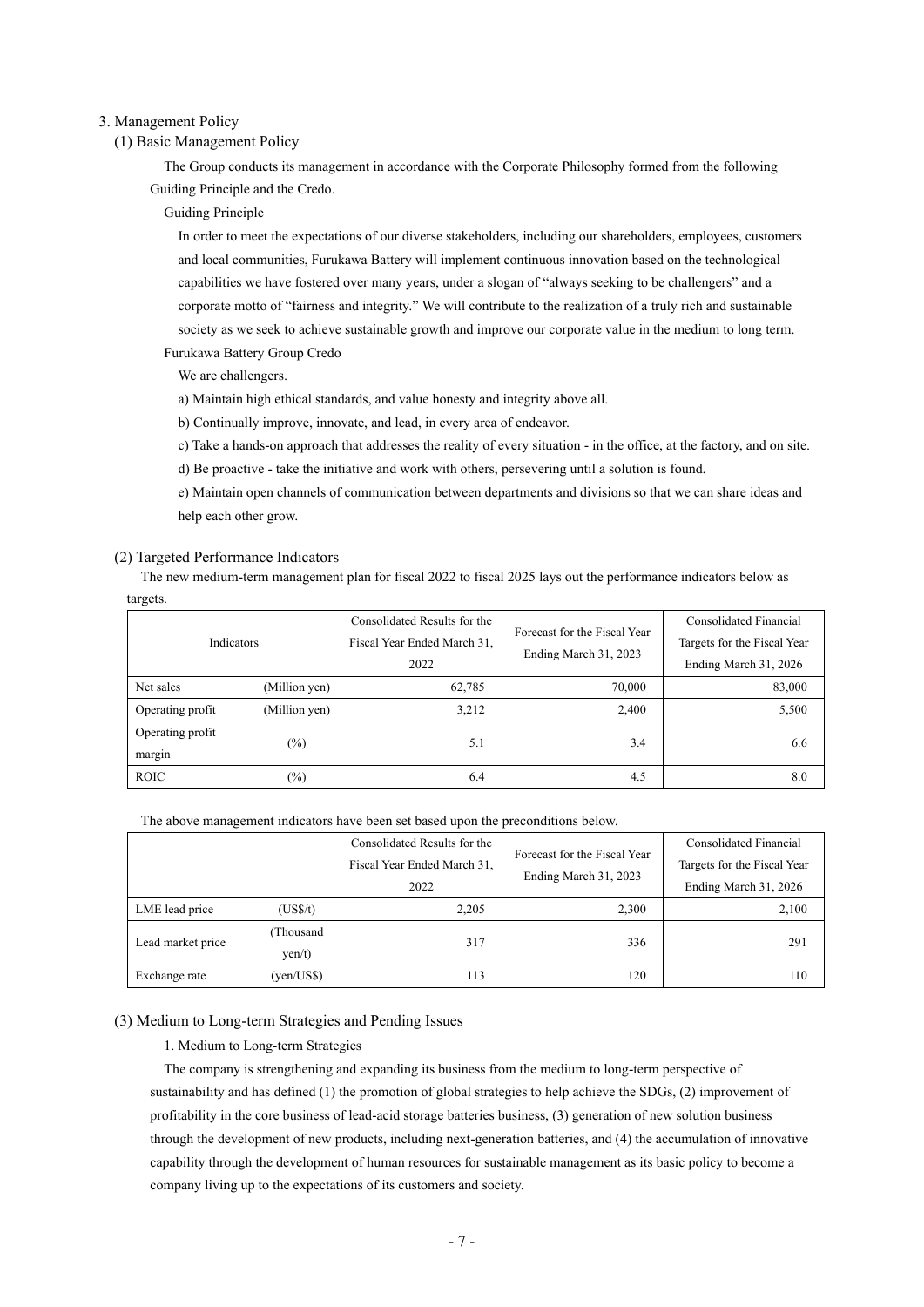## 3. Management Policy

### (1) Basic Management Policy

The Group conducts its management in accordance with the Corporate Philosophy formed from the following Guiding Principle and the Credo.

Guiding Principle

In order to meet the expectations of our diverse stakeholders, including our shareholders, employees, customers and local communities, Furukawa Battery will implement continuous innovation based on the technological capabilities we have fostered over many years, under a slogan of "always seeking to be challengers" and a corporate motto of "fairness and integrity." We will contribute to the realization of a truly rich and sustainable society as we seek to achieve sustainable growth and improve our corporate value in the medium to long term.

Furukawa Battery Group Credo

We are challengers.

a) Maintain high ethical standards, and value honesty and integrity above all.

b) Continually improve, innovate, and lead, in every area of endeavor.

c) Take a hands-on approach that addresses the reality of every situation - in the office, at the factory, and on site.

d) Be proactive - take the initiative and work with others, persevering until a solution is found.

e) Maintain open channels of communication between departments and divisions so that we can share ideas and help each other grow.

### (2) Targeted Performance Indicators

The new medium-term management plan for fiscal 2022 to fiscal 2025 lays out the performance indicators below as targets.

| Indicators | | Consolidated Results for the Fiscal Year Ended March 31, 2022 | Forecast for the Fiscal Year Ending March 31, 2023 | Consolidated Financial Targets for the Fiscal Year Ending March 31, 2026 |
|---|---|---|---|---|
| Net sales | (Million yen) | 62,785 | 70,000 | 83,000 |
| Operating profit | (Million yen) | 3,212 | 2,400 | 5,500 |
| Operating profit margin | (%) | 5.1 | 3.4 | 6.6 |
| ROIC | (%) | 6.4 | 4.5 | 8.0 |

The above management indicators have been set based upon the preconditions below.

| | | Consolidated Results for the Fiscal Year Ended March 31, 2022 | Forecast for the Fiscal Year Ending March 31, 2023 | Consolidated Financial Targets for the Fiscal Year Ending March 31, 2026 |
|---|---|---|---|---|
| LME lead price | (US$/t) | 2,205 | 2,300 | 2,100 |
| Lead market price | (Thousand yen/t) | 317 | 336 | 291 |
| Exchange rate | (yen/US$) | 113 | 120 | 110 |

### (3) Medium to Long-term Strategies and Pending Issues

1. Medium to Long-term Strategies

The company is strengthening and expanding its business from the medium to long-term perspective of sustainability and has defined (1) the promotion of global strategies to help achieve the SDGs, (2) improvement of profitability in the core business of lead-acid storage batteries business, (3) generation of new solution business through the development of new products, including next-generation batteries, and (4) the accumulation of innovative capability through the development of human resources for sustainable management as its basic policy to become a company living up to the expectations of its customers and society.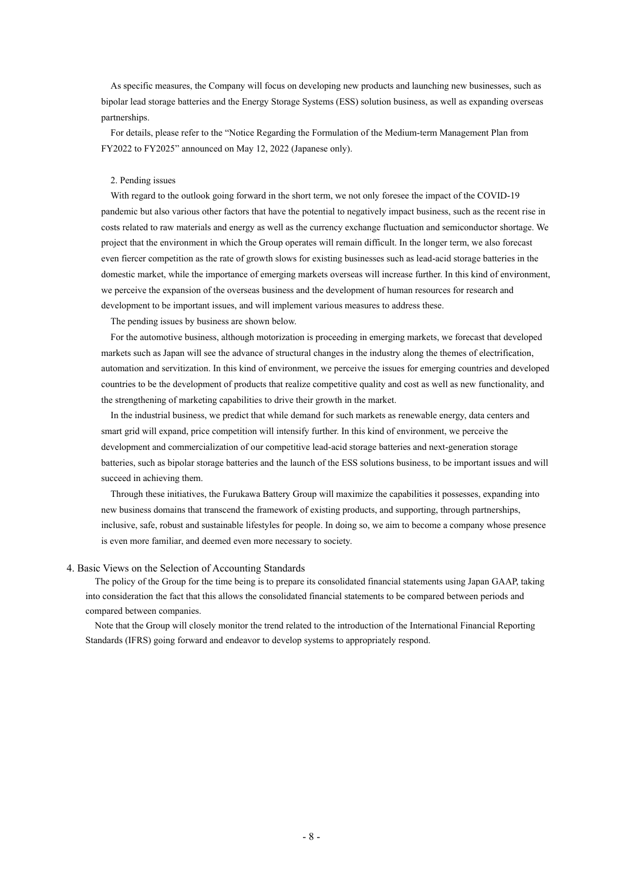As specific measures, the Company will focus on developing new products and launching new businesses, such as bipolar lead storage batteries and the Energy Storage Systems (ESS) solution business, as well as expanding overseas partnerships.

For details, please refer to the "Notice Regarding the Formulation of the Medium-term Management Plan from FY2022 to FY2025" announced on May 12, 2022 (Japanese only).

2. Pending issues

With regard to the outlook going forward in the short term, we not only foresee the impact of the COVID-19 pandemic but also various other factors that have the potential to negatively impact business, such as the recent rise in costs related to raw materials and energy as well as the currency exchange fluctuation and semiconductor shortage. We project that the environment in which the Group operates will remain difficult. In the longer term, we also forecast even fiercer competition as the rate of growth slows for existing businesses such as lead-acid storage batteries in the domestic market, while the importance of emerging markets overseas will increase further. In this kind of environment, we perceive the expansion of the overseas business and the development of human resources for research and development to be important issues, and will implement various measures to address these.

The pending issues by business are shown below.

For the automotive business, although motorization is proceeding in emerging markets, we forecast that developed markets such as Japan will see the advance of structural changes in the industry along the themes of electrification, automation and servitization. In this kind of environment, we perceive the issues for emerging countries and developed countries to be the development of products that realize competitive quality and cost as well as new functionality, and the strengthening of marketing capabilities to drive their growth in the market.

In the industrial business, we predict that while demand for such markets as renewable energy, data centers and smart grid will expand, price competition will intensify further. In this kind of environment, we perceive the development and commercialization of our competitive lead-acid storage batteries and next-generation storage batteries, such as bipolar storage batteries and the launch of the ESS solutions business, to be important issues and will succeed in achieving them.

Through these initiatives, the Furukawa Battery Group will maximize the capabilities it possesses, expanding into new business domains that transcend the framework of existing products, and supporting, through partnerships, inclusive, safe, robust and sustainable lifestyles for people. In doing so, we aim to become a company whose presence is even more familiar, and deemed even more necessary to society.

## 4. Basic Views on the Selection of Accounting Standards

The policy of the Group for the time being is to prepare its consolidated financial statements using Japan GAAP, taking into consideration the fact that this allows the consolidated financial statements to be compared between periods and compared between companies.

Note that the Group will closely monitor the trend related to the introduction of the International Financial Reporting Standards (IFRS) going forward and endeavor to develop systems to appropriately respond.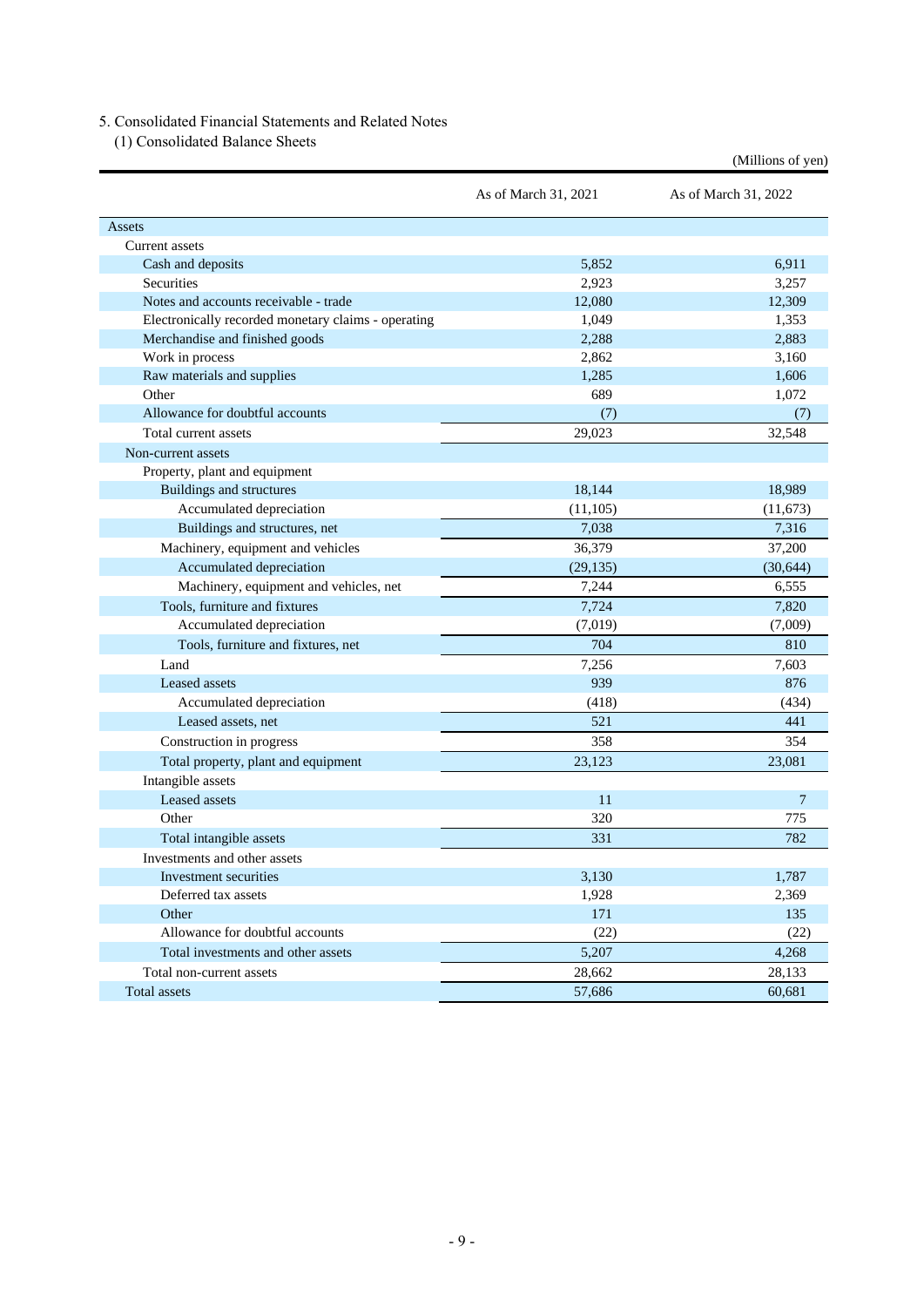5. Consolidated Financial Statements and Related Notes

(1) Consolidated Balance Sheets

(Millions of yen)

| | As of March 31, 2021 | As of March 31, 2022 |
|---|---|---|
| Assets | | |
| Current assets | | |
| Cash and deposits | 5,852 | 6,911 |
| Securities | 2,923 | 3,257 |
| Notes and accounts receivable - trade | 12,080 | 12,309 |
| Electronically recorded monetary claims - operating | 1,049 | 1,353 |
| Merchandise and finished goods | 2,288 | 2,883 |
| Work in process | 2,862 | 3,160 |
| Raw materials and supplies | 1,285 | 1,606 |
| Other | 689 | 1,072 |
| Allowance for doubtful accounts | (7) | (7) |
| Total current assets | 29,023 | 32,548 |
| Non-current assets | | |
| Property, plant and equipment | | |
| Buildings and structures | 18,144 | 18,989 |
| Accumulated depreciation | (11,105) | (11,673) |
| Buildings and structures, net | 7,038 | 7,316 |
| Machinery, equipment and vehicles | 36,379 | 37,200 |
| Accumulated depreciation | (29,135) | (30,644) |
| Machinery, equipment and vehicles, net | 7,244 | 6,555 |
| Tools, furniture and fixtures | 7,724 | 7,820 |
| Accumulated depreciation | (7,019) | (7,009) |
| Tools, furniture and fixtures, net | 704 | 810 |
| Land | 7,256 | 7,603 |
| Leased assets | 939 | 876 |
| Accumulated depreciation | (418) | (434) |
| Leased assets, net | 521 | 441 |
| Construction in progress | 358 | 354 |
| Total property, plant and equipment | 23,123 | 23,081 |
| Intangible assets | | |
| Leased assets | 11 | 7 |
| Other | 320 | 775 |
| Total intangible assets | 331 | 782 |
| Investments and other assets | | |
| Investment securities | 3,130 | 1,787 |
| Deferred tax assets | 1,928 | 2,369 |
| Other | 171 | 135 |
| Allowance for doubtful accounts | (22) | (22) |
| Total investments and other assets | 5,207 | 4,268 |
| Total non-current assets | 28,662 | 28,133 |
| Total assets | 57,686 | 60,681 |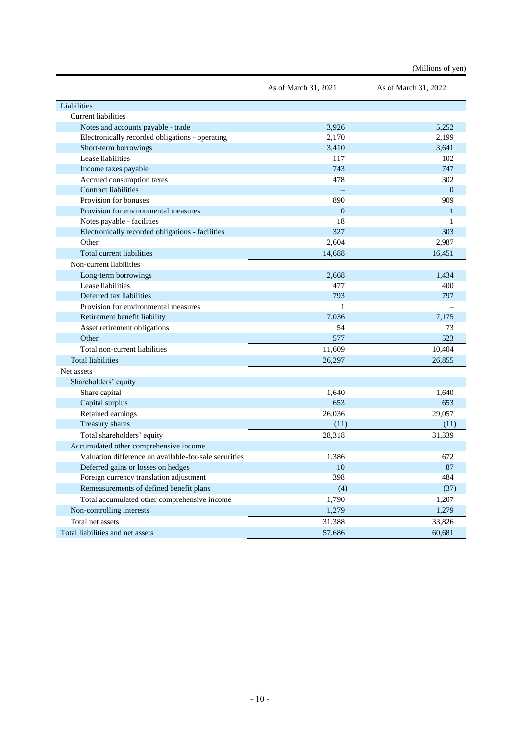(Millions of yen)

| | As of March 31, 2021 | As of March 31, 2022 |
|---|---|---|
| Liabilities | | |
| Current liabilities | | |
| Notes and accounts payable - trade | 3,926 | 5,252 |
| Electronically recorded obligations - operating | 2,170 | 2,199 |
| Short-term borrowings | 3,410 | 3,641 |
| Lease liabilities | 117 | 102 |
| Income taxes payable | 743 | 747 |
| Accrued consumption taxes | 478 | 302 |
| Contract liabilities | – | 0 |
| Provision for bonuses | 890 | 909 |
| Provision for environmental measures | 0 | 1 |
| Notes payable - facilities | 18 | 1 |
| Electronically recorded obligations - facilities | 327 | 303 |
| Other | 2,604 | 2,987 |
| Total current liabilities | 14,688 | 16,451 |
| Non-current liabilities | | |
| Long-term borrowings | 2,668 | 1,434 |
| Lease liabilities | 477 | 400 |
| Deferred tax liabilities | 793 | 797 |
| Provision for environmental measures | 1 | – |
| Retirement benefit liability | 7,036 | 7,175 |
| Asset retirement obligations | 54 | 73 |
| Other | 577 | 523 |
| Total non-current liabilities | 11,609 | 10,404 |
| Total liabilities | 26,297 | 26,855 |
| Net assets | | |
| Shareholders' equity | | |
| Share capital | 1,640 | 1,640 |
| Capital surplus | 653 | 653 |
| Retained earnings | 26,036 | 29,057 |
| Treasury shares | (11) | (11) |
| Total shareholders' equity | 28,318 | 31,339 |
| Accumulated other comprehensive income | | |
| Valuation difference on available-for-sale securities | 1,386 | 672 |
| Deferred gains or losses on hedges | 10 | 87 |
| Foreign currency translation adjustment | 398 | 484 |
| Remeasurements of defined benefit plans | (4) | (37) |
| Total accumulated other comprehensive income | 1,790 | 1,207 |
| Non-controlling interests | 1,279 | 1,279 |
| Total net assets | 31,388 | 33,826 |
| Total liabilities and net assets | 57,686 | 60,681 |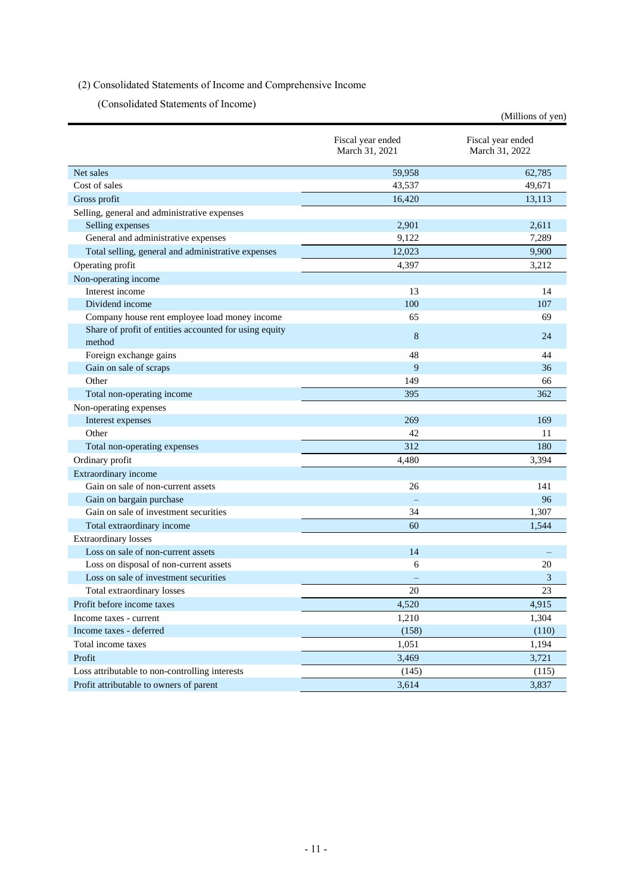(2) Consolidated Statements of Income and Comprehensive Income

(Consolidated Statements of Income)

(Millions of yen)

| | Fiscal year ended March 31, 2021 | Fiscal year ended March 31, 2022 |
|---|---|---|
| Net sales | 59,958 | 62,785 |
| Cost of sales | 43,537 | 49,671 |
| Gross profit | 16,420 | 13,113 |
| Selling, general and administrative expenses | | |
| Selling expenses | 2,901 | 2,611 |
| General and administrative expenses | 9,122 | 7,289 |
| Total selling, general and administrative expenses | 12,023 | 9,900 |
| Operating profit | 4,397 | 3,212 |
| Non-operating income | | |
| Interest income | 13 | 14 |
| Dividend income | 100 | 107 |
| Company house rent employee load money income | 65 | 69 |
| Share of profit of entities accounted for using equity method | 8 | 24 |
| Foreign exchange gains | 48 | 44 |
| Gain on sale of scraps | 9 | 36 |
| Other | 149 | 66 |
| Total non-operating income | 395 | 362 |
| Non-operating expenses | | |
| Interest expenses | 269 | 169 |
| Other | 42 | 11 |
| Total non-operating expenses | 312 | 180 |
| Ordinary profit | 4,480 | 3,394 |
| Extraordinary income | | |
| Gain on sale of non-current assets | 26 | 141 |
| Gain on bargain purchase | – | 96 |
| Gain on sale of investment securities | 34 | 1,307 |
| Total extraordinary income | 60 | 1,544 |
| Extraordinary losses | | |
| Loss on sale of non-current assets | 14 | – |
| Loss on disposal of non-current assets | 6 | 20 |
| Loss on sale of investment securities | – | 3 |
| Total extraordinary losses | 20 | 23 |
| Profit before income taxes | 4,520 | 4,915 |
| Income taxes - current | 1,210 | 1,304 |
| Income taxes - deferred | (158) | (110) |
| Total income taxes | 1,051 | 1,194 |
| Profit | 3,469 | 3,721 |
| Loss attributable to non-controlling interests | (145) | (115) |
| Profit attributable to owners of parent | 3,614 | 3,837 |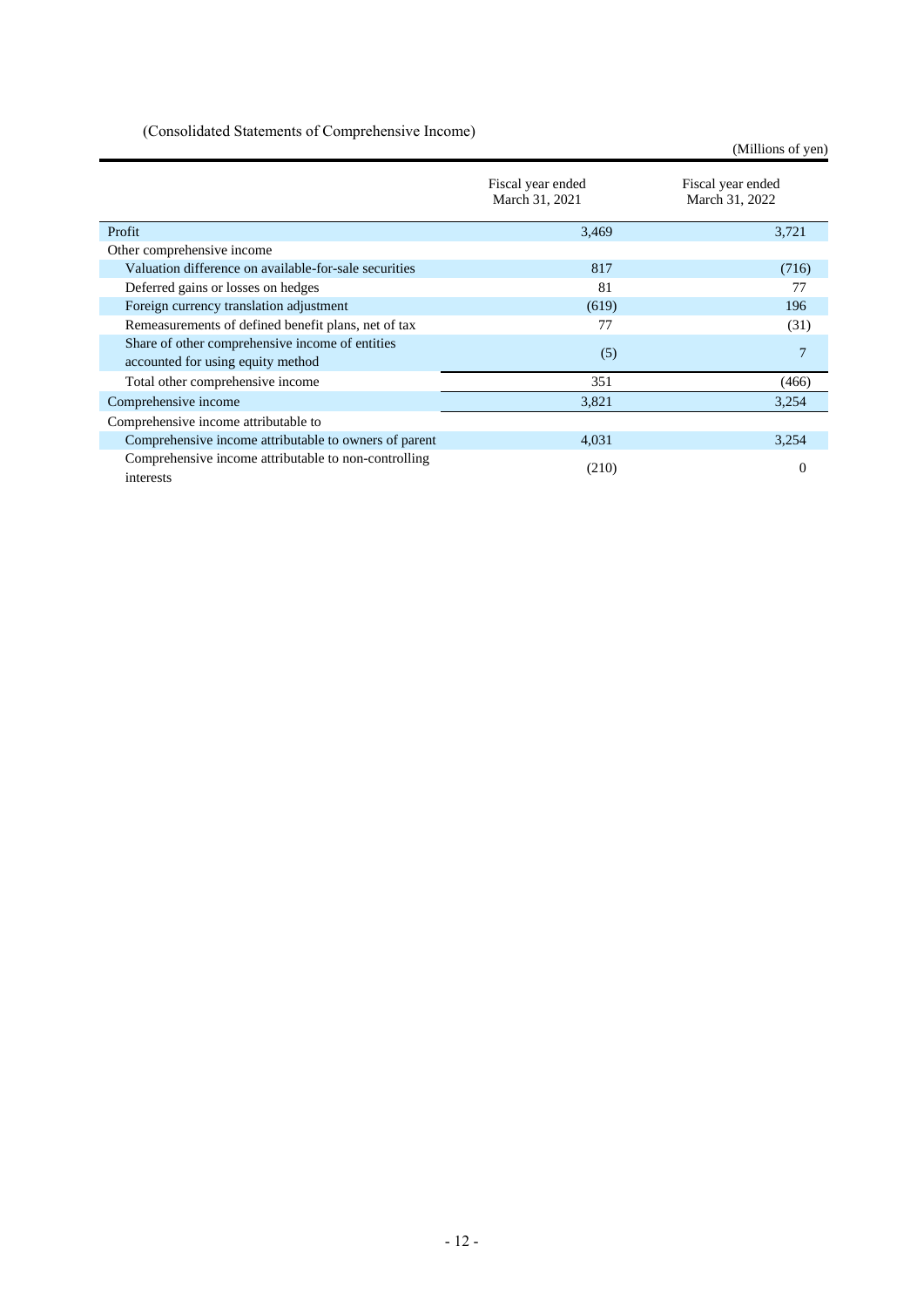(Consolidated Statements of Comprehensive Income)

(Millions of yen)

| | Fiscal year ended March 31, 2021 | Fiscal year ended March 31, 2022 |
|---|---|---|
| Profit | 3,469 | 3,721 |
| Other comprehensive income | | |
| Valuation difference on available-for-sale securities | 817 | (716) |
| Deferred gains or losses on hedges | 81 | 77 |
| Foreign currency translation adjustment | (619) | 196 |
| Remeasurements of defined benefit plans, net of tax | 77 | (31) |
| Share of other comprehensive income of entities accounted for using equity method | (5) | 7 |
| Total other comprehensive income | 351 | (466) |
| Comprehensive income | 3,821 | 3,254 |
| Comprehensive income attributable to | | |
| Comprehensive income attributable to owners of parent | 4,031 | 3,254 |
| Comprehensive income attributable to non-controlling interests | (210) | 0 |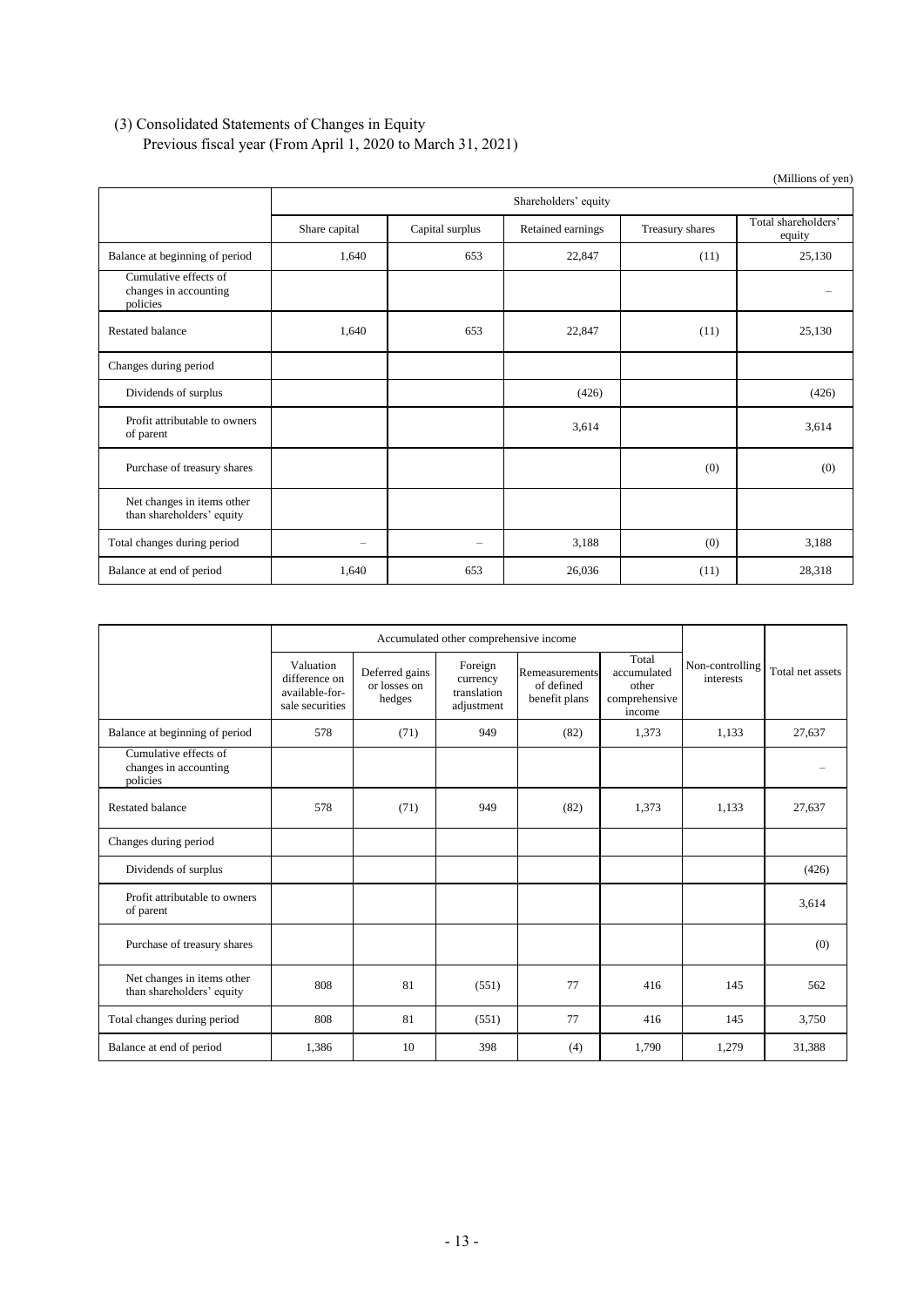(3) Consolidated Statements of Changes in Equity

Previous fiscal year (From April 1, 2020 to March 31, 2021)

(Millions of yen)

| | Shareholders' equity | | | | |
|---|---|---|---|---|---|
| | Share capital | Capital surplus | Retained earnings | Treasury shares | Total shareholders' equity |
| Balance at beginning of period | 1,640 | 653 | 22,847 | (11) | 25,130 |
| Cumulative effects of changes in accounting policies | | | | | – |
| Restated balance | 1,640 | 653 | 22,847 | (11) | 25,130 |
| Changes during period | | | | | |
| Dividends of surplus | | | (426) | | (426) |
| Profit attributable to owners of parent | | | 3,614 | | 3,614 |
| Purchase of treasury shares | | | | (0) | (0) |
| Net changes in items other than shareholders' equity | | | | | |
| Total changes during period | – | – | 3,188 | (0) | 3,188 |
| Balance at end of period | 1,640 | 653 | 26,036 | (11) | 28,318 |

| | Accumulated other comprehensive income | | | | | Non-controlling interests | Total net assets |
|---|---|---|---|---|---|---|---|
| | Valuation difference on available-for-sale securities | Deferred gains or losses on hedges | Foreign currency translation adjustment | Remeasurements of defined benefit plans | Total accumulated other comprehensive income | | |
| Balance at beginning of period | 578 | (71) | 949 | (82) | 1,373 | 1,133 | 27,637 |
| Cumulative effects of changes in accounting policies | | | | | | | – |
| Restated balance | 578 | (71) | 949 | (82) | 1,373 | 1,133 | 27,637 |
| Changes during period | | | | | | | |
| Dividends of surplus | | | | | | | (426) |
| Profit attributable to owners of parent | | | | | | | 3,614 |
| Purchase of treasury shares | | | | | | | (0) |
| Net changes in items other than shareholders' equity | 808 | 81 | (551) | 77 | 416 | 145 | 562 |
| Total changes during period | 808 | 81 | (551) | 77 | 416 | 145 | 3,750 |
| Balance at end of period | 1,386 | 10 | 398 | (4) | 1,790 | 1,279 | 31,388 |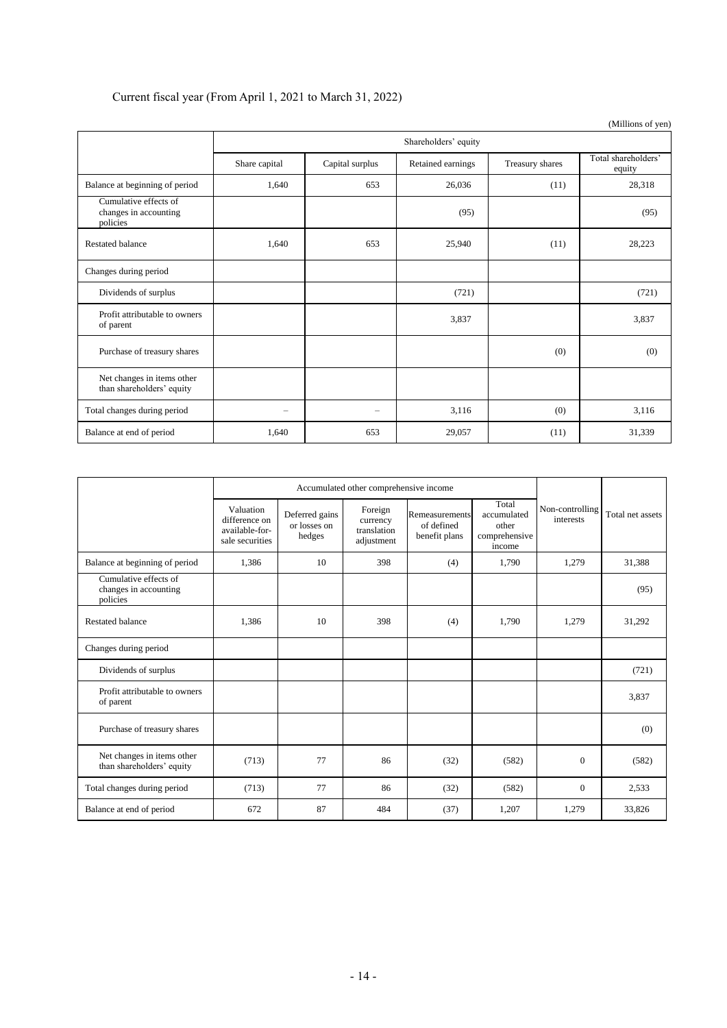Current fiscal year (From April 1, 2021 to March 31, 2022)

(Millions of yen)

| | Shareholders' equity | | | | |
|---|---|---|---|---|---|
| | Share capital | Capital surplus | Retained earnings | Treasury shares | Total shareholders' equity |
| Balance at beginning of period | 1,640 | 653 | 26,036 | (11) | 28,318 |
| Cumulative effects of changes in accounting policies | | | (95) | | (95) |
| Restated balance | 1,640 | 653 | 25,940 | (11) | 28,223 |
| Changes during period | | | | | |
| Dividends of surplus | | | (721) | | (721) |
| Profit attributable to owners of parent | | | 3,837 | | 3,837 |
| Purchase of treasury shares | | | | (0) | (0) |
| Net changes in items other than shareholders' equity | | | | | |
| Total changes during period | – | – | 3,116 | (0) | 3,116 |
| Balance at end of period | 1,640 | 653 | 29,057 | (11) | 31,339 |

| | Accumulated other comprehensive income | | | | | Non-controlling interests | Total net assets |
|---|---|---|---|---|---|---|---|
| | Valuation difference on available-for-sale securities | Deferred gains or losses on hedges | Foreign currency translation adjustment | Remeasurements of defined benefit plans | Total accumulated other comprehensive income | | |
| Balance at beginning of period | 1,386 | 10 | 398 | (4) | 1,790 | 1,279 | 31,388 |
| Cumulative effects of changes in accounting policies | | | | | | | (95) |
| Restated balance | 1,386 | 10 | 398 | (4) | 1,790 | 1,279 | 31,292 |
| Changes during period | | | | | | | |
| Dividends of surplus | | | | | | | (721) |
| Profit attributable to owners of parent | | | | | | | 3,837 |
| Purchase of treasury shares | | | | | | | (0) |
| Net changes in items other than shareholders' equity | (713) | 77 | 86 | (32) | (582) | 0 | (582) |
| Total changes during period | (713) | 77 | 86 | (32) | (582) | 0 | 2,533 |
| Balance at end of period | 672 | 87 | 484 | (37) | 1,207 | 1,279 | 33,826 |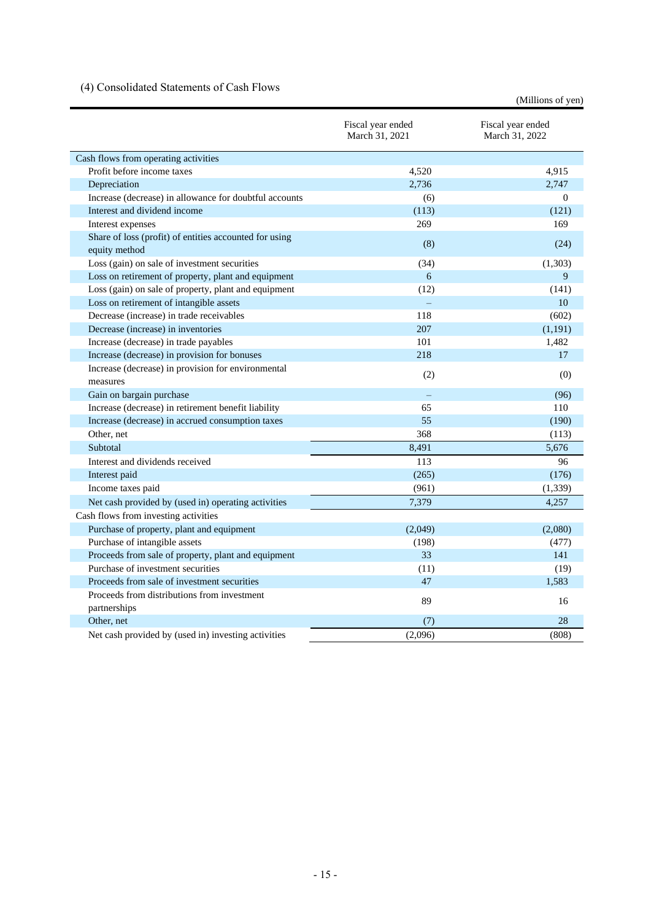## (4) Consolidated Statements of Cash Flows

(Millions of yen)

| | Fiscal year ended March 31, 2021 | Fiscal year ended March 31, 2022 |
|---|---|---|
| Cash flows from operating activities | | |
| Profit before income taxes | 4,520 | 4,915 |
| Depreciation | 2,736 | 2,747 |
| Increase (decrease) in allowance for doubtful accounts | (6) | 0 |
| Interest and dividend income | (113) | (121) |
| Interest expenses | 269 | 169 |
| Share of loss (profit) of entities accounted for using equity method | (8) | (24) |
| Loss (gain) on sale of investment securities | (34) | (1,303) |
| Loss on retirement of property, plant and equipment | 6 | 9 |
| Loss (gain) on sale of property, plant and equipment | (12) | (141) |
| Loss on retirement of intangible assets | – | 10 |
| Decrease (increase) in trade receivables | 118 | (602) |
| Decrease (increase) in inventories | 207 | (1,191) |
| Increase (decrease) in trade payables | 101 | 1,482 |
| Increase (decrease) in provision for bonuses | 218 | 17 |
| Increase (decrease) in provision for environmental measures | (2) | (0) |
| Gain on bargain purchase | – | (96) |
| Increase (decrease) in retirement benefit liability | 65 | 110 |
| Increase (decrease) in accrued consumption taxes | 55 | (190) |
| Other, net | 368 | (113) |
| Subtotal | 8,491 | 5,676 |
| Interest and dividends received | 113 | 96 |
| Interest paid | (265) | (176) |
| Income taxes paid | (961) | (1,339) |
| Net cash provided by (used in) operating activities | 7,379 | 4,257 |
| Cash flows from investing activities | | |
| Purchase of property, plant and equipment | (2,049) | (2,080) |
| Purchase of intangible assets | (198) | (477) |
| Proceeds from sale of property, plant and equipment | 33 | 141 |
| Purchase of investment securities | (11) | (19) |
| Proceeds from sale of investment securities | 47 | 1,583 |
| Proceeds from distributions from investment partnerships | 89 | 16 |
| Other, net | (7) | 28 |
| Net cash provided by (used in) investing activities | (2,096) | (808) |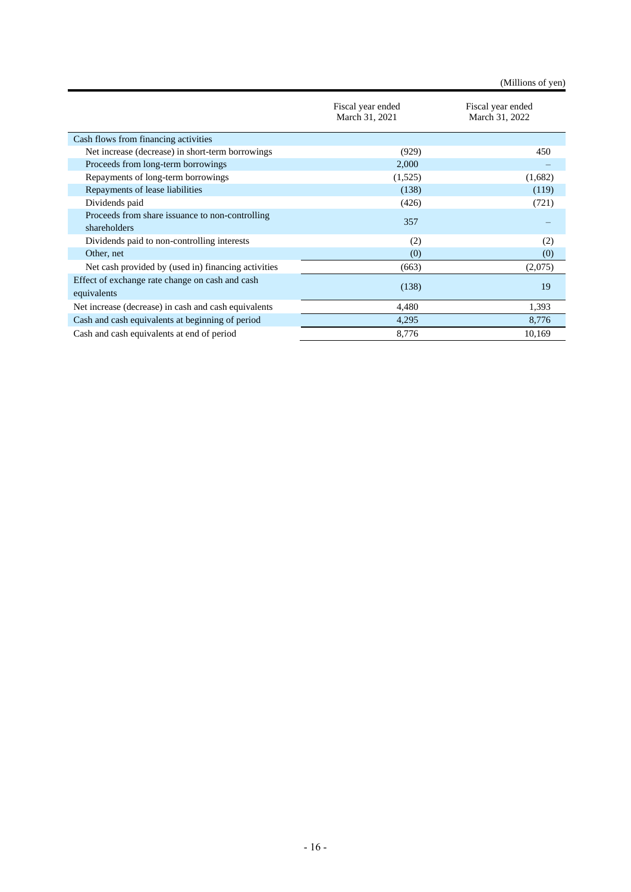(Millions of yen)

| | Fiscal year ended March 31, 2021 | Fiscal year ended March 31, 2022 |
|---|---|---|
| Cash flows from financing activities | | |
| Net increase (decrease) in short-term borrowings | (929) | 450 |
| Proceeds from long-term borrowings | 2,000 | – |
| Repayments of long-term borrowings | (1,525) | (1,682) |
| Repayments of lease liabilities | (138) | (119) |
| Dividends paid | (426) | (721) |
| Proceeds from share issuance to non-controlling shareholders | 357 | – |
| Dividends paid to non-controlling interests | (2) | (2) |
| Other, net | (0) | (0) |
| Net cash provided by (used in) financing activities | (663) | (2,075) |
| Effect of exchange rate change on cash and cash equivalents | (138) | 19 |
| Net increase (decrease) in cash and cash equivalents | 4,480 | 1,393 |
| Cash and cash equivalents at beginning of period | 4,295 | 8,776 |
| Cash and cash equivalents at end of period | 8,776 | 10,169 |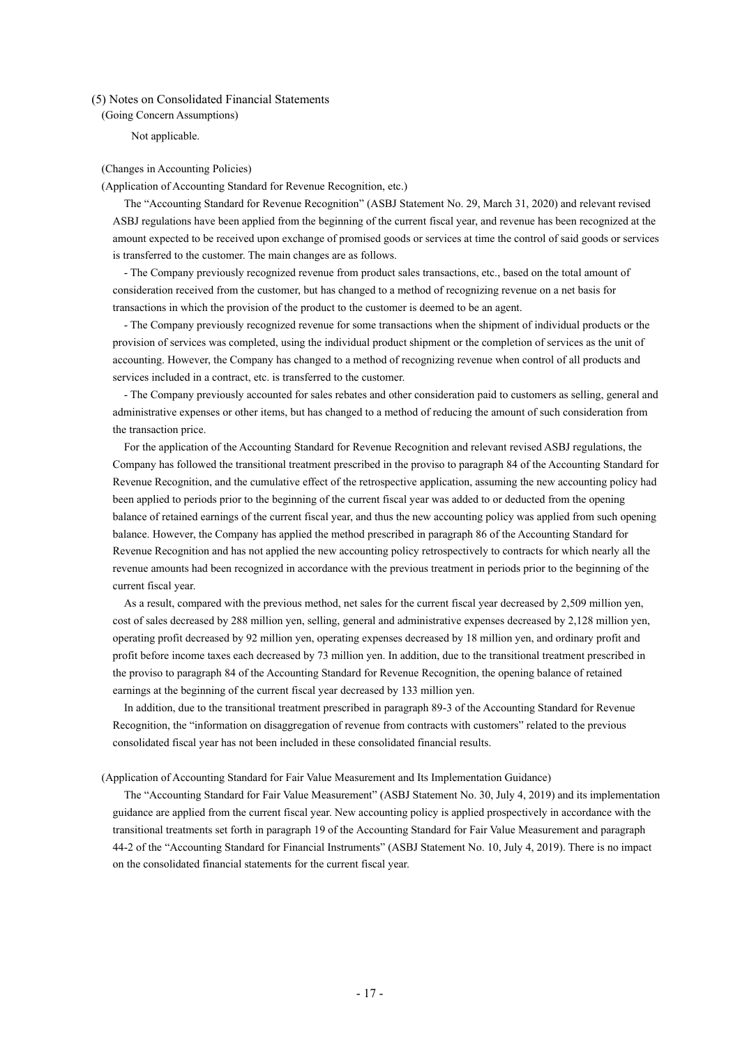## (5) Notes on Consolidated Financial Statements

(Going Concern Assumptions)

Not applicable.

(Changes in Accounting Policies)

(Application of Accounting Standard for Revenue Recognition, etc.)

The "Accounting Standard for Revenue Recognition" (ASBJ Statement No. 29, March 31, 2020) and relevant revised ASBJ regulations have been applied from the beginning of the current fiscal year, and revenue has been recognized at the amount expected to be received upon exchange of promised goods or services at time the control of said goods or services is transferred to the customer. The main changes are as follows.

- The Company previously recognized revenue from product sales transactions, etc., based on the total amount of consideration received from the customer, but has changed to a method of recognizing revenue on a net basis for transactions in which the provision of the product to the customer is deemed to be an agent.

- The Company previously recognized revenue for some transactions when the shipment of individual products or the provision of services was completed, using the individual product shipment or the completion of services as the unit of accounting. However, the Company has changed to a method of recognizing revenue when control of all products and services included in a contract, etc. is transferred to the customer.

- The Company previously accounted for sales rebates and other consideration paid to customers as selling, general and administrative expenses or other items, but has changed to a method of reducing the amount of such consideration from the transaction price.

For the application of the Accounting Standard for Revenue Recognition and relevant revised ASBJ regulations, the Company has followed the transitional treatment prescribed in the proviso to paragraph 84 of the Accounting Standard for Revenue Recognition, and the cumulative effect of the retrospective application, assuming the new accounting policy had been applied to periods prior to the beginning of the current fiscal year was added to or deducted from the opening balance of retained earnings of the current fiscal year, and thus the new accounting policy was applied from such opening balance. However, the Company has applied the method prescribed in paragraph 86 of the Accounting Standard for Revenue Recognition and has not applied the new accounting policy retrospectively to contracts for which nearly all the revenue amounts had been recognized in accordance with the previous treatment in periods prior to the beginning of the current fiscal year.

As a result, compared with the previous method, net sales for the current fiscal year decreased by 2,509 million yen, cost of sales decreased by 288 million yen, selling, general and administrative expenses decreased by 2,128 million yen, operating profit decreased by 92 million yen, operating expenses decreased by 18 million yen, and ordinary profit and profit before income taxes each decreased by 73 million yen. In addition, due to the transitional treatment prescribed in the proviso to paragraph 84 of the Accounting Standard for Revenue Recognition, the opening balance of retained earnings at the beginning of the current fiscal year decreased by 133 million yen.

In addition, due to the transitional treatment prescribed in paragraph 89-3 of the Accounting Standard for Revenue Recognition, the "information on disaggregation of revenue from contracts with customers" related to the previous consolidated fiscal year has not been included in these consolidated financial results.

(Application of Accounting Standard for Fair Value Measurement and Its Implementation Guidance)

The "Accounting Standard for Fair Value Measurement" (ASBJ Statement No. 30, July 4, 2019) and its implementation guidance are applied from the current fiscal year. New accounting policy is applied prospectively in accordance with the transitional treatments set forth in paragraph 19 of the Accounting Standard for Fair Value Measurement and paragraph 44-2 of the "Accounting Standard for Financial Instruments" (ASBJ Statement No. 10, July 4, 2019). There is no impact on the consolidated financial statements for the current fiscal year.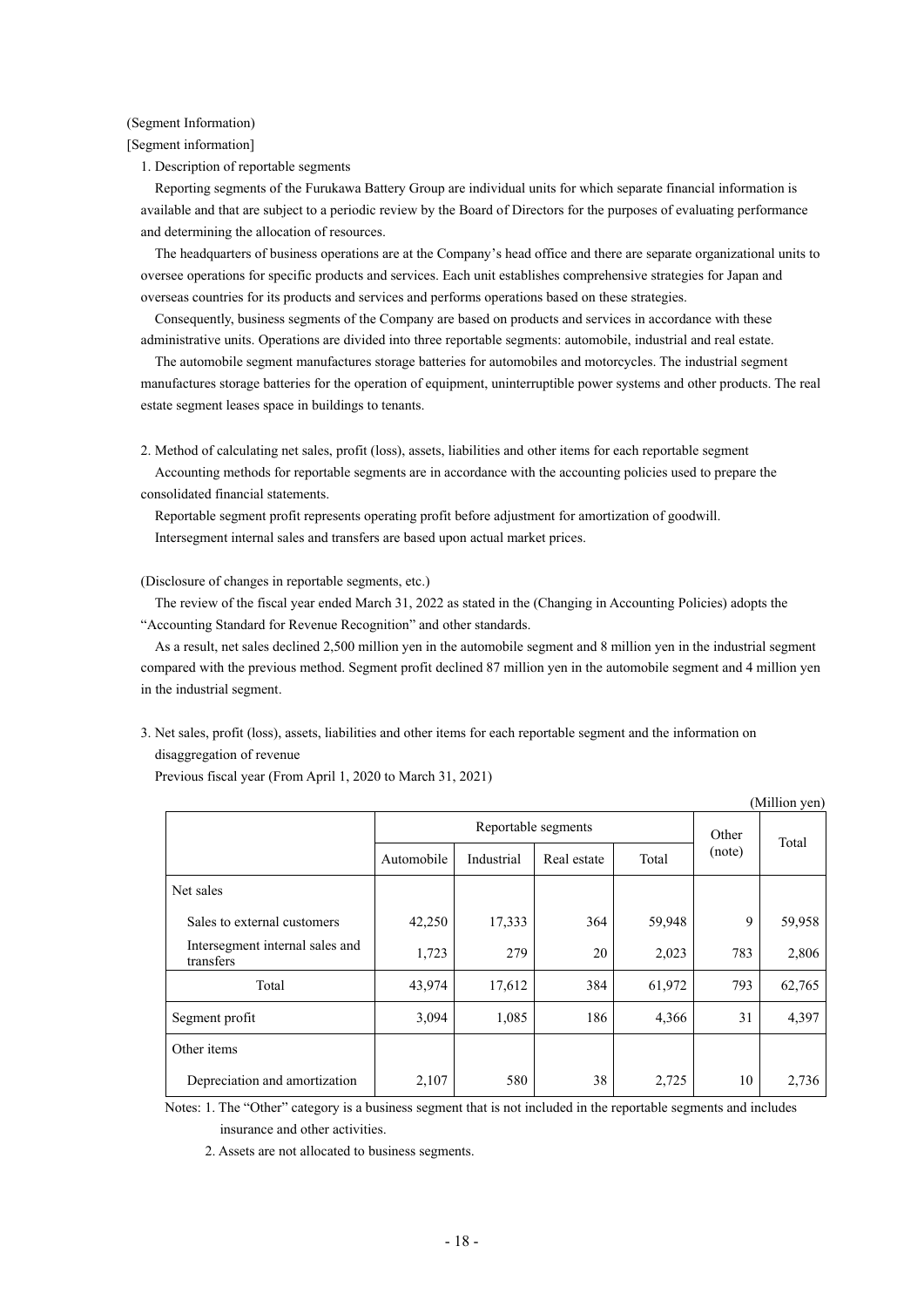(Segment Information)

[Segment information]

1. Description of reportable segments

Reporting segments of the Furukawa Battery Group are individual units for which separate financial information is available and that are subject to a periodic review by the Board of Directors for the purposes of evaluating performance and determining the allocation of resources.

The headquarters of business operations are at the Company's head office and there are separate organizational units to oversee operations for specific products and services. Each unit establishes comprehensive strategies for Japan and overseas countries for its products and services and performs operations based on these strategies.

Consequently, business segments of the Company are based on products and services in accordance with these administrative units. Operations are divided into three reportable segments: automobile, industrial and real estate.

The automobile segment manufactures storage batteries for automobiles and motorcycles. The industrial segment manufactures storage batteries for the operation of equipment, uninterruptible power systems and other products. The real estate segment leases space in buildings to tenants.

2. Method of calculating net sales, profit (loss), assets, liabilities and other items for each reportable segment

Accounting methods for reportable segments are in accordance with the accounting policies used to prepare the consolidated financial statements.

Reportable segment profit represents operating profit before adjustment for amortization of goodwill.

Intersegment internal sales and transfers are based upon actual market prices.

(Disclosure of changes in reportable segments, etc.)

The review of the fiscal year ended March 31, 2022 as stated in the (Changing in Accounting Policies) adopts the "Accounting Standard for Revenue Recognition" and other standards.

As a result, net sales declined 2,500 million yen in the automobile segment and 8 million yen in the industrial segment compared with the previous method. Segment profit declined 87 million yen in the automobile segment and 4 million yen in the industrial segment.

3. Net sales, profit (loss), assets, liabilities and other items for each reportable segment and the information on disaggregation of revenue

Previous fiscal year (From April 1, 2020 to March 31, 2021)

(Million yen)

| | Reportable segments | | | | Other (note) | Total |
|---|---|---|---|---|---|---|
| | Automobile | Industrial | Real estate | Total | | |
| Net sales | | | | | | |
| Sales to external customers | 42,250 | 17,333 | 364 | 59,948 | 9 | 59,958 |
| Intersegment internal sales and transfers | 1,723 | 279 | 20 | 2,023 | 783 | 2,806 |
| Total | 43,974 | 17,612 | 384 | 61,972 | 793 | 62,765 |
| Segment profit | 3,094 | 1,085 | 186 | 4,366 | 31 | 4,397 |
| Other items | | | | | | |
| Depreciation and amortization | 2,107 | 580 | 38 | 2,725 | 10 | 2,736 |

Notes: 1. The "Other" category is a business segment that is not included in the reportable segments and includes insurance and other activities.

2. Assets are not allocated to business segments.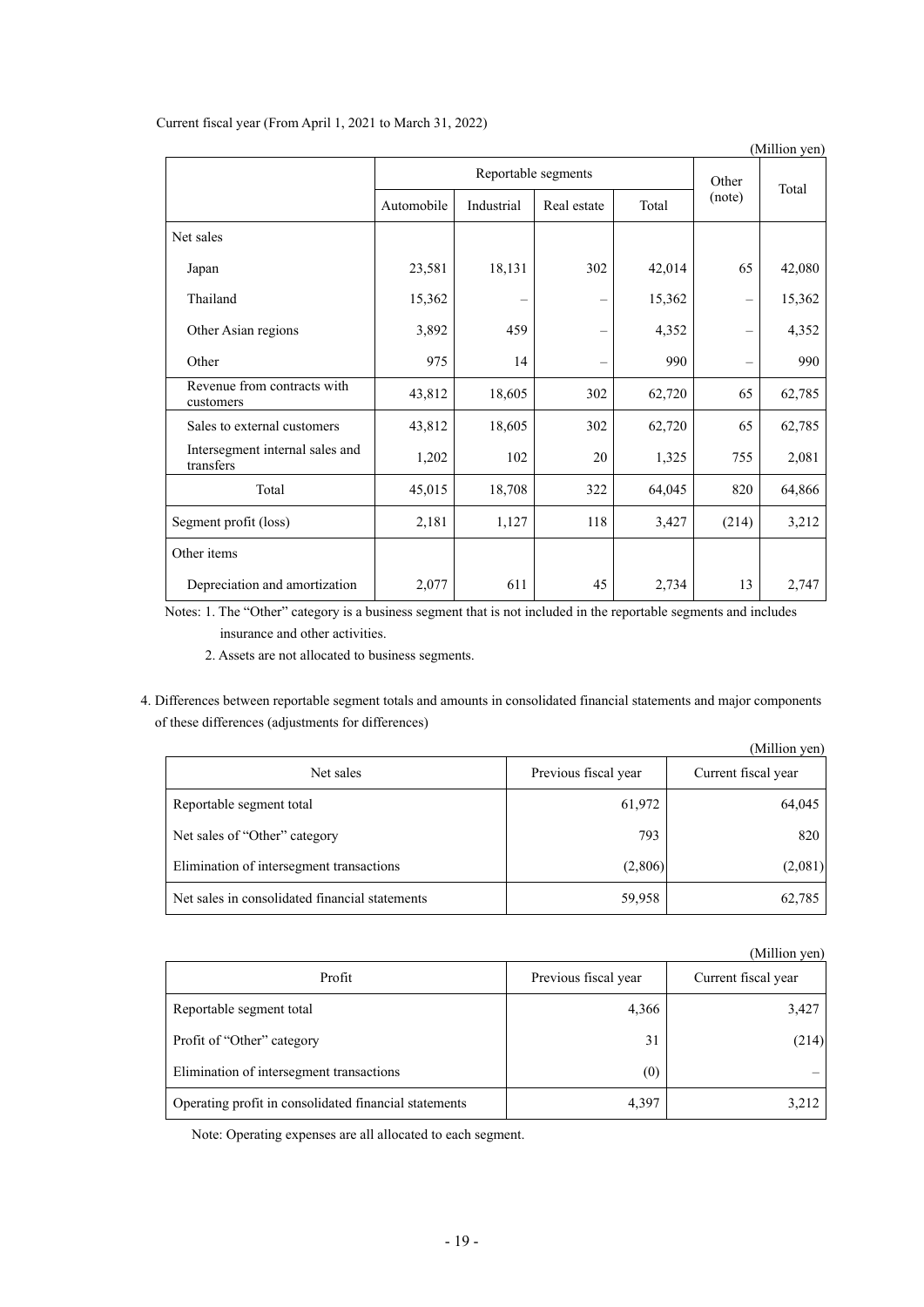Current fiscal year (From April 1, 2021 to March 31, 2022)

(Million yen)

| | Reportable segments | | | | Other (note) | Total |
|---|---|---|---|---|---|---|
| | Automobile | Industrial | Real estate | Total | | |
| Net sales | | | | | | |
| Japan | 23,581 | 18,131 | 302 | 42,014 | 65 | 42,080 |
| Thailand | 15,362 | – | – | 15,362 | – | 15,362 |
| Other Asian regions | 3,892 | 459 | – | 4,352 | – | 4,352 |
| Other | 975 | 14 | – | 990 | – | 990 |
| Revenue from contracts with customers | 43,812 | 18,605 | 302 | 62,720 | 65 | 62,785 |
| Sales to external customers | 43,812 | 18,605 | 302 | 62,720 | 65 | 62,785 |
| Intersegment internal sales and transfers | 1,202 | 102 | 20 | 1,325 | 755 | 2,081 |
| Total | 45,015 | 18,708 | 322 | 64,045 | 820 | 64,866 |
| Segment profit (loss) | 2,181 | 1,127 | 118 | 3,427 | (214) | 3,212 |
| Other items | | | | | | |
| Depreciation and amortization | 2,077 | 611 | 45 | 2,734 | 13 | 2,747 |

Notes: 1. The "Other" category is a business segment that is not included in the reportable segments and includes insurance and other activities.

2. Assets are not allocated to business segments.

4. Differences between reportable segment totals and amounts in consolidated financial statements and major components of these differences (adjustments for differences)

(Million yen)

| Net sales | Previous fiscal year | Current fiscal year |
|---|---|---|
| Reportable segment total | 61,972 | 64,045 |
| Net sales of "Other" category | 793 | 820 |
| Elimination of intersegment transactions | (2,806) | (2,081) |
| Net sales in consolidated financial statements | 59,958 | 62,785 |

(Million yen)

| Profit | Previous fiscal year | Current fiscal year |
|---|---|---|
| Reportable segment total | 4,366 | 3,427 |
| Profit of "Other" category | 31 | (214) |
| Elimination of intersegment transactions | (0) | – |
| Operating profit in consolidated financial statements | 4,397 | 3,212 |

Note: Operating expenses are all allocated to each segment.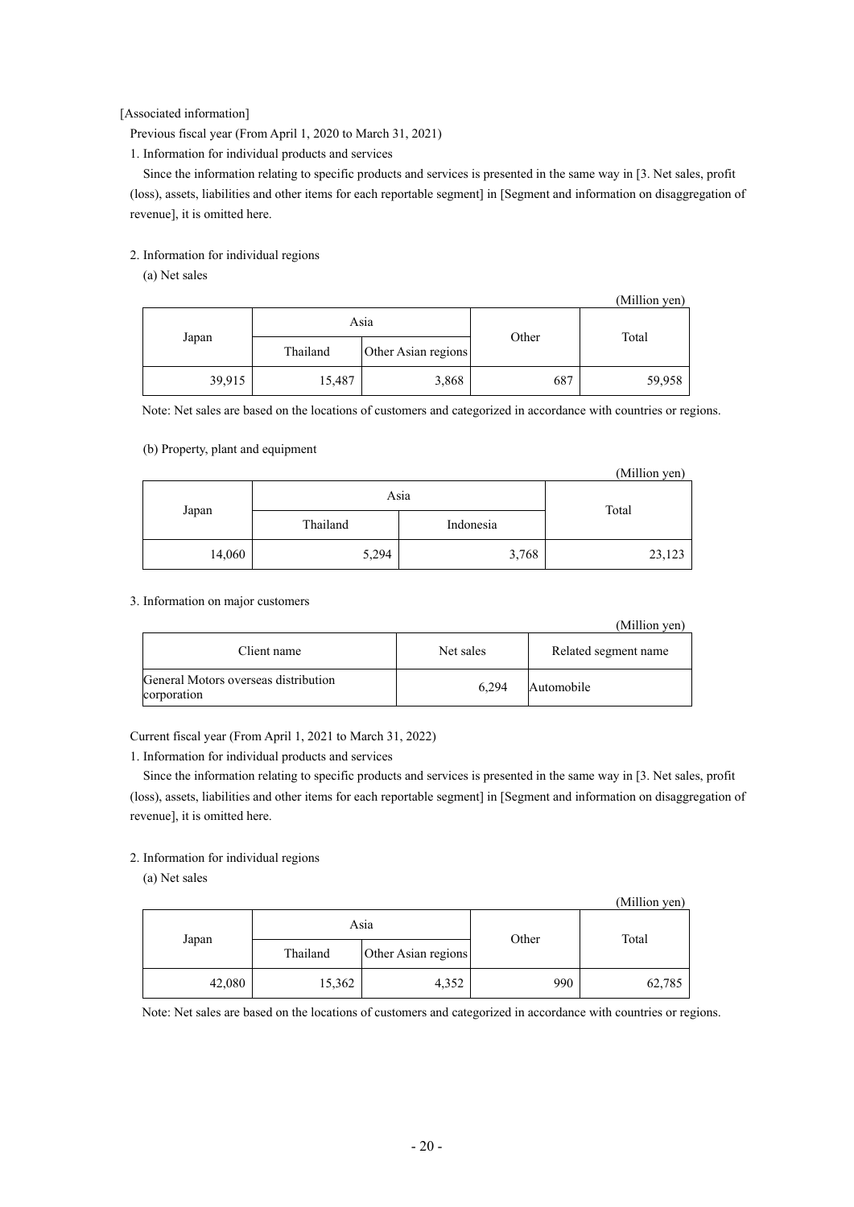[Associated information]

Previous fiscal year (From April 1, 2020 to March 31, 2021)

1. Information for individual products and services

Since the information relating to specific products and services is presented in the same way in [3. Net sales, profit (loss), assets, liabilities and other items for each reportable segment] in [Segment and information on disaggregation of revenue], it is omitted here.

2. Information for individual regions

(a) Net sales

(Million yen)

| Japan | Asia | | Other | Total |
|---|---|---|---|---|
| | Thailand | Other Asian regions | | |
| 39,915 | 15,487 | 3,868 | 687 | 59,958 |

Note: Net sales are based on the locations of customers and categorized in accordance with countries or regions.

(b) Property, plant and equipment

(Million yen)

| Japan | Asia | | Total |
|---|---|---|---|
| | Thailand | Indonesia | |
| 14,060 | 5,294 | 3,768 | 23,123 |

3. Information on major customers

(Million yen)

| Client name | Net sales | Related segment name |
|---|---|---|
| General Motors overseas distribution corporation | 6,294 | Automobile |

Current fiscal year (From April 1, 2021 to March 31, 2022)

1. Information for individual products and services

Since the information relating to specific products and services is presented in the same way in [3. Net sales, profit (loss), assets, liabilities and other items for each reportable segment] in [Segment and information on disaggregation of revenue], it is omitted here.

2. Information for individual regions

(a) Net sales

(Million yen)

| Japan | Asia | | Other | Total |
|---|---|---|---|---|
| | Thailand | Other Asian regions | | |
| 42,080 | 15,362 | 4,352 | 990 | 62,785 |

Note: Net sales are based on the locations of customers and categorized in accordance with countries or regions.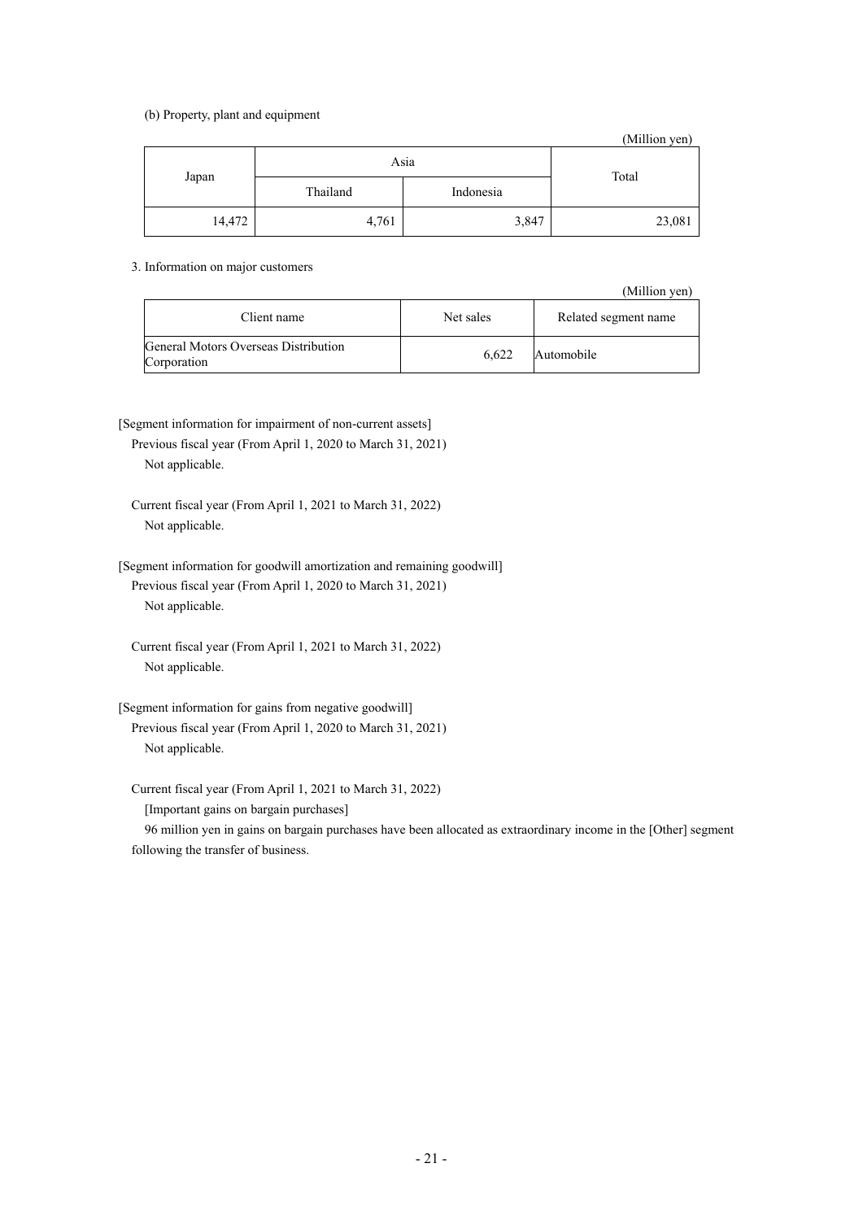(b) Property, plant and equipment

(Million yen)

| Japan | Asia | | Total |
|---|---|---|---|
| | Thailand | Indonesia | |
| 14,472 | 4,761 | 3,847 | 23,081 |

3. Information on major customers

(Million yen)

| Client name | Net sales | Related segment name |
|---|---|---|
| General Motors Overseas Distribution Corporation | 6,622 | Automobile |

[Segment information for impairment of non-current assets]

Previous fiscal year (From April 1, 2020 to March 31, 2021)

Not applicable.

Current fiscal year (From April 1, 2021 to March 31, 2022)

Not applicable.

[Segment information for goodwill amortization and remaining goodwill]

Previous fiscal year (From April 1, 2020 to March 31, 2021)

Not applicable.

Current fiscal year (From April 1, 2021 to March 31, 2022)

Not applicable.

[Segment information for gains from negative goodwill]

Previous fiscal year (From April 1, 2020 to March 31, 2021)

Not applicable.

Current fiscal year (From April 1, 2021 to March 31, 2022)

[Important gains on bargain purchases]

96 million yen in gains on bargain purchases have been allocated as extraordinary income in the [Other] segment following the transfer of business.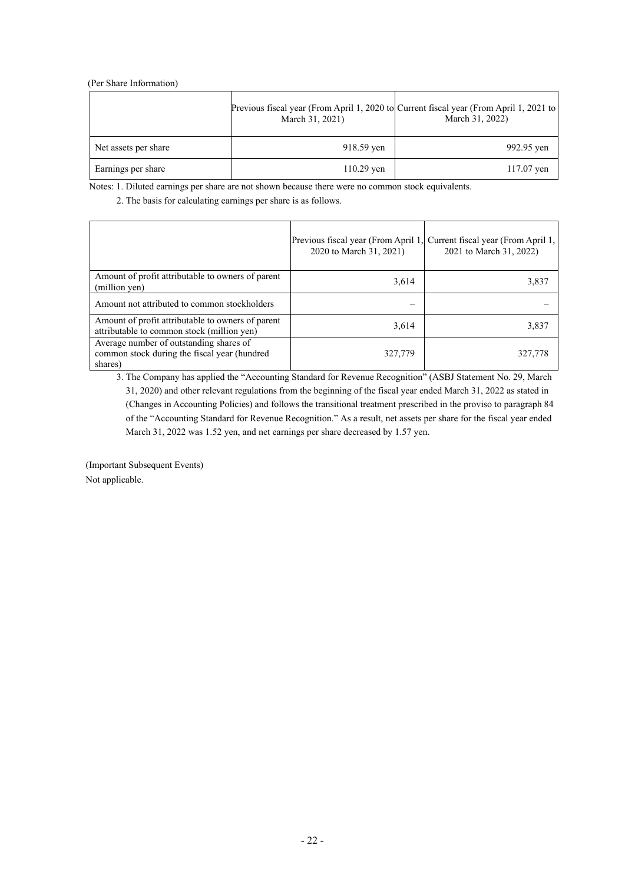(Per Share Information)

| | Previous fiscal year (From April 1, 2020 to March 31, 2021) | Current fiscal year (From April 1, 2021 to March 31, 2022) |
|---|---|---|
| Net assets per share | 918.59 yen | 992.95 yen |
| Earnings per share | 110.29 yen | 117.07 yen |

Notes: 1. Diluted earnings per share are not shown because there were no common stock equivalents.

2. The basis for calculating earnings per share is as follows.

| | Previous fiscal year (From April 1, 2020 to March 31, 2021) | Current fiscal year (From April 1, 2021 to March 31, 2022) |
|---|---|---|
| Amount of profit attributable to owners of parent (million yen) | 3,614 | 3,837 |
| Amount not attributed to common stockholders | – | – |
| Amount of profit attributable to owners of parent attributable to common stock (million yen) | 3,614 | 3,837 |
| Average number of outstanding shares of common stock during the fiscal year (hundred shares) | 327,779 | 327,778 |

3. The Company has applied the "Accounting Standard for Revenue Recognition" (ASBJ Statement No. 29, March 31, 2020) and other relevant regulations from the beginning of the fiscal year ended March 31, 2022 as stated in (Changes in Accounting Policies) and follows the transitional treatment prescribed in the proviso to paragraph 84 of the "Accounting Standard for Revenue Recognition." As a result, net assets per share for the fiscal year ended March 31, 2022 was 1.52 yen, and net earnings per share decreased by 1.57 yen.

(Important Subsequent Events)

Not applicable.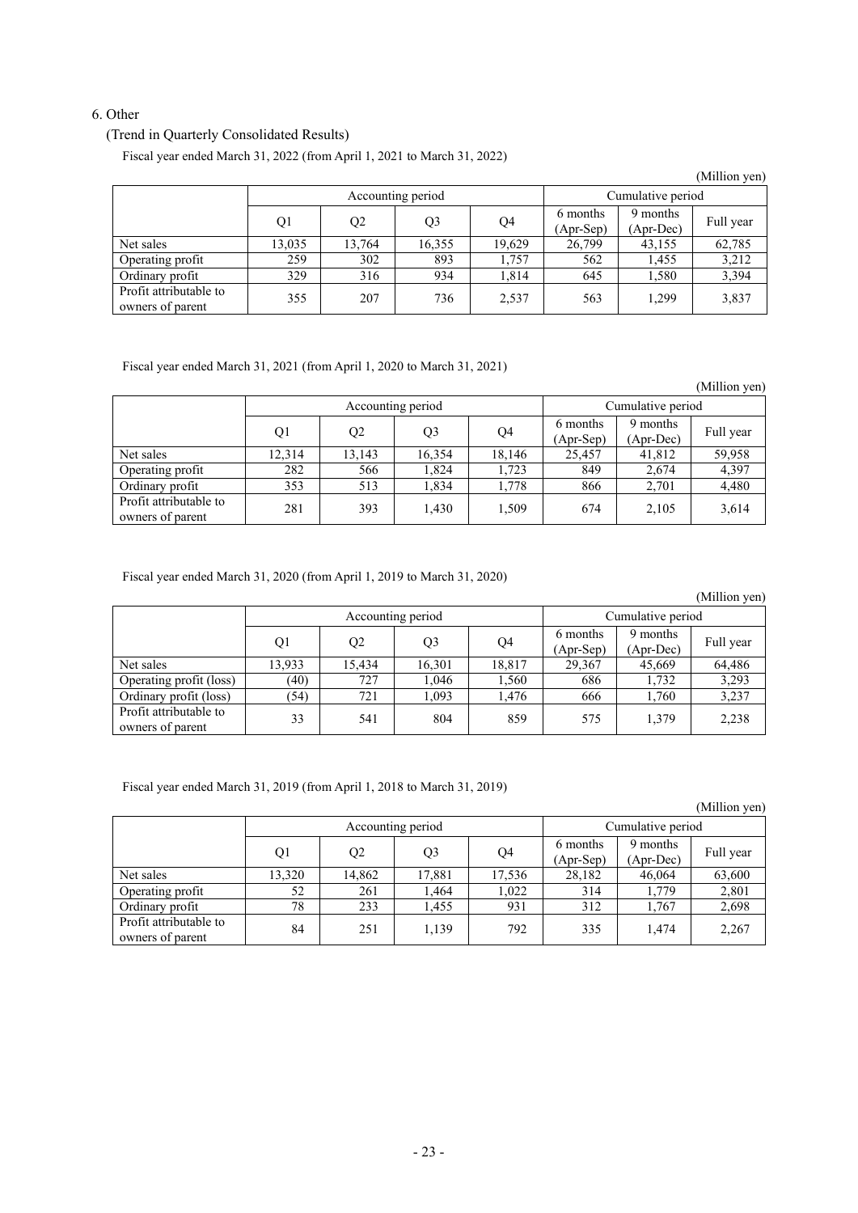## 6. Other

### (Trend in Quarterly Consolidated Results)

Fiscal year ended March 31, 2022 (from April 1, 2021 to March 31, 2022)

(Million yen)

| | Accounting period | | | | Cumulative period | | |
|---|---|---|---|---|---|---|---|
| | Q1 | Q2 | Q3 | Q4 | 6 months (Apr-Sep) | 9 months (Apr-Dec) | Full year |
| Net sales | 13,035 | 13,764 | 16,355 | 19,629 | 26,799 | 43,155 | 62,785 |
| Operating profit | 259 | 302 | 893 | 1,757 | 562 | 1,455 | 3,212 |
| Ordinary profit | 329 | 316 | 934 | 1,814 | 645 | 1,580 | 3,394 |
| Profit attributable to owners of parent | 355 | 207 | 736 | 2,537 | 563 | 1,299 | 3,837 |

Fiscal year ended March 31, 2021 (from April 1, 2020 to March 31, 2021)

(Million yen)

| | Accounting period | | | | Cumulative period | | |
|---|---|---|---|---|---|---|---|
| | Q1 | Q2 | Q3 | Q4 | 6 months (Apr-Sep) | 9 months (Apr-Dec) | Full year |
| Net sales | 12,314 | 13,143 | 16,354 | 18,146 | 25,457 | 41,812 | 59,958 |
| Operating profit | 282 | 566 | 1,824 | 1,723 | 849 | 2,674 | 4,397 |
| Ordinary profit | 353 | 513 | 1,834 | 1,778 | 866 | 2,701 | 4,480 |
| Profit attributable to owners of parent | 281 | 393 | 1,430 | 1,509 | 674 | 2,105 | 3,614 |

Fiscal year ended March 31, 2020 (from April 1, 2019 to March 31, 2020)

(Million yen)

| | Accounting period | | | | Cumulative period | | |
|---|---|---|---|---|---|---|---|
| | Q1 | Q2 | Q3 | Q4 | 6 months (Apr-Sep) | 9 months (Apr-Dec) | Full year |
| Net sales | 13,933 | 15,434 | 16,301 | 18,817 | 29,367 | 45,669 | 64,486 |
| Operating profit (loss) | (40) | 727 | 1,046 | 1,560 | 686 | 1,732 | 3,293 |
| Ordinary profit (loss) | (54) | 721 | 1,093 | 1,476 | 666 | 1,760 | 3,237 |
| Profit attributable to owners of parent | 33 | 541 | 804 | 859 | 575 | 1,379 | 2,238 |

Fiscal year ended March 31, 2019 (from April 1, 2018 to March 31, 2019)

(Million yen)

| | Accounting period | | | | Cumulative period | | |
|---|---|---|---|---|---|---|---|
| | Q1 | Q2 | Q3 | Q4 | 6 months (Apr-Sep) | 9 months (Apr-Dec) | Full year |
| Net sales | 13,320 | 14,862 | 17,881 | 17,536 | 28,182 | 46,064 | 63,600 |
| Operating profit | 52 | 261 | 1,464 | 1,022 | 314 | 1,779 | 2,801 |
| Ordinary profit | 78 | 233 | 1,455 | 931 | 312 | 1,767 | 2,698 |
| Profit attributable to owners of parent | 84 | 251 | 1,139 | 792 | 335 | 1,474 | 2,267 |